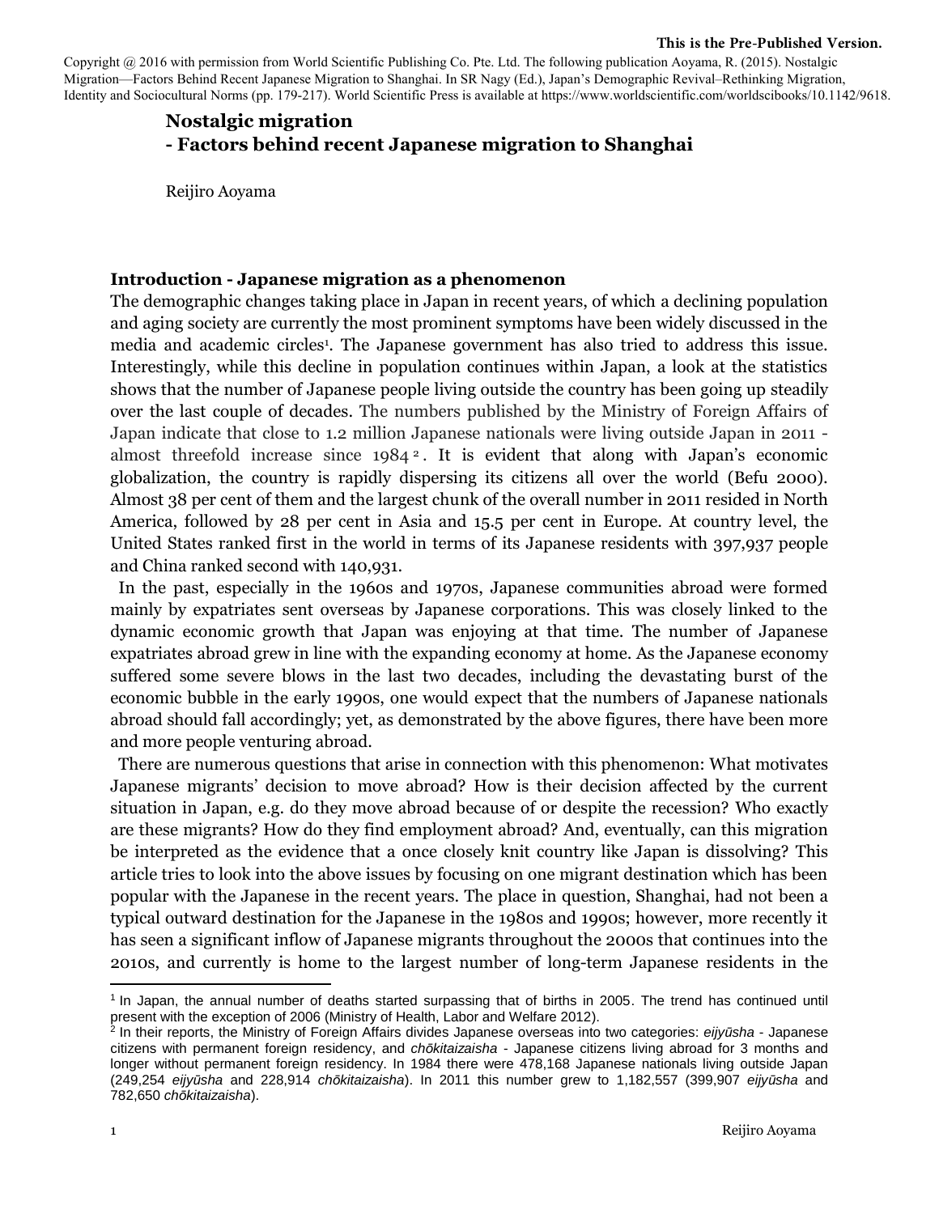**This is the Pre-Published Version.**

Copyright @ 2016 with permission from World Scientific Publishing Co. Pte. Ltd. The following publication Aoyama, R. (2015). Nostalgic Migration—Factors Behind Recent Japanese Migration to Shanghai. In SR Nagy (Ed.), Japan's Demographic Revival–Rethinking Migration, Identity and Sociocultural Norms (pp. 179-217). World Scientific Press is available at https://www.worldscientific.com/worldscibooks/10.1142/9618.

# Nostalgic migration - Factors behind recent Japanese migration to Shanghai

Reijiro Aoyama

## Introduction - Japanese migration as a phenomenon

The demographic changes taking place in Japan in recent years, of which a declining population and aging society are currently the most prominent symptoms have been widely discussed in the media and academic circles[1]. The Japanese government has also tried to address this issue. Interestingly, while this decline in population continues within Japan, a look at the statistics shows that the number of Japanese people living outside the country has been going up steadily over the last couple of decades. The numbers published by the Ministry of Foreign Affairs of Japan indicate that close to 1.2 million Japanese nationals were living outside Japan in 2011 - almost threefold increase since 1984[2]. It is evident that along with Japan's economic globalization, the country is rapidly dispersing its citizens all over the world (Befu 2000). Almost 38 per cent of them and the largest chunk of the overall number in 2011 resided in North America, followed by 28 per cent in Asia and 15.5 per cent in Europe. At country level, the United States ranked first in the world in terms of its Japanese residents with 397,937 people and China ranked second with 140,931.

In the past, especially in the 1960s and 1970s, Japanese communities abroad were formed mainly by expatriates sent overseas by Japanese corporations. This was closely linked to the dynamic economic growth that Japan was enjoying at that time. The number of Japanese expatriates abroad grew in line with the expanding economy at home. As the Japanese economy suffered some severe blows in the last two decades, including the devastating burst of the economic bubble in the early 1990s, one would expect that the numbers of Japanese nationals abroad should fall accordingly; yet, as demonstrated by the above figures, there have been more and more people venturing abroad.

There are numerous questions that arise in connection with this phenomenon: What motivates Japanese migrants' decision to move abroad? How is their decision affected by the current situation in Japan, e.g. do they move abroad because of or despite the recession? Who exactly are these migrants? How do they find employment abroad? And, eventually, can this migration be interpreted as the evidence that a once closely knit country like Japan is dissolving? This article tries to look into the above issues by focusing on one migrant destination which has been popular with the Japanese in the recent years. The place in question, Shanghai, had not been a typical outward destination for the Japanese in the 1980s and 1990s; however, more recently it has seen a significant inflow of Japanese migrants throughout the 2000s that continues into the 2010s, and currently is home to the largest number of long-term Japanese residents in the

---

[1] In Japan, the annual number of deaths started surpassing that of births in 2005. The trend has continued until present with the exception of 2006 (Ministry of Health, Labor and Welfare 2012).

[2] In their reports, the Ministry of Foreign Affairs divides Japanese overseas into two categories: *eijyūsha* - Japanese citizens with permanent foreign residency, and *chōkitaizaisha* - Japanese citizens living abroad for 3 months and longer without permanent foreign residency. In 1984 there were 478,168 Japanese nationals living outside Japan (249,254 *eijyūsha* and 228,914 *chōkitaizaisha*). In 2011 this number grew to 1,182,557 (399,907 *eijyūsha* and 782,650 *chōkitaizaisha*).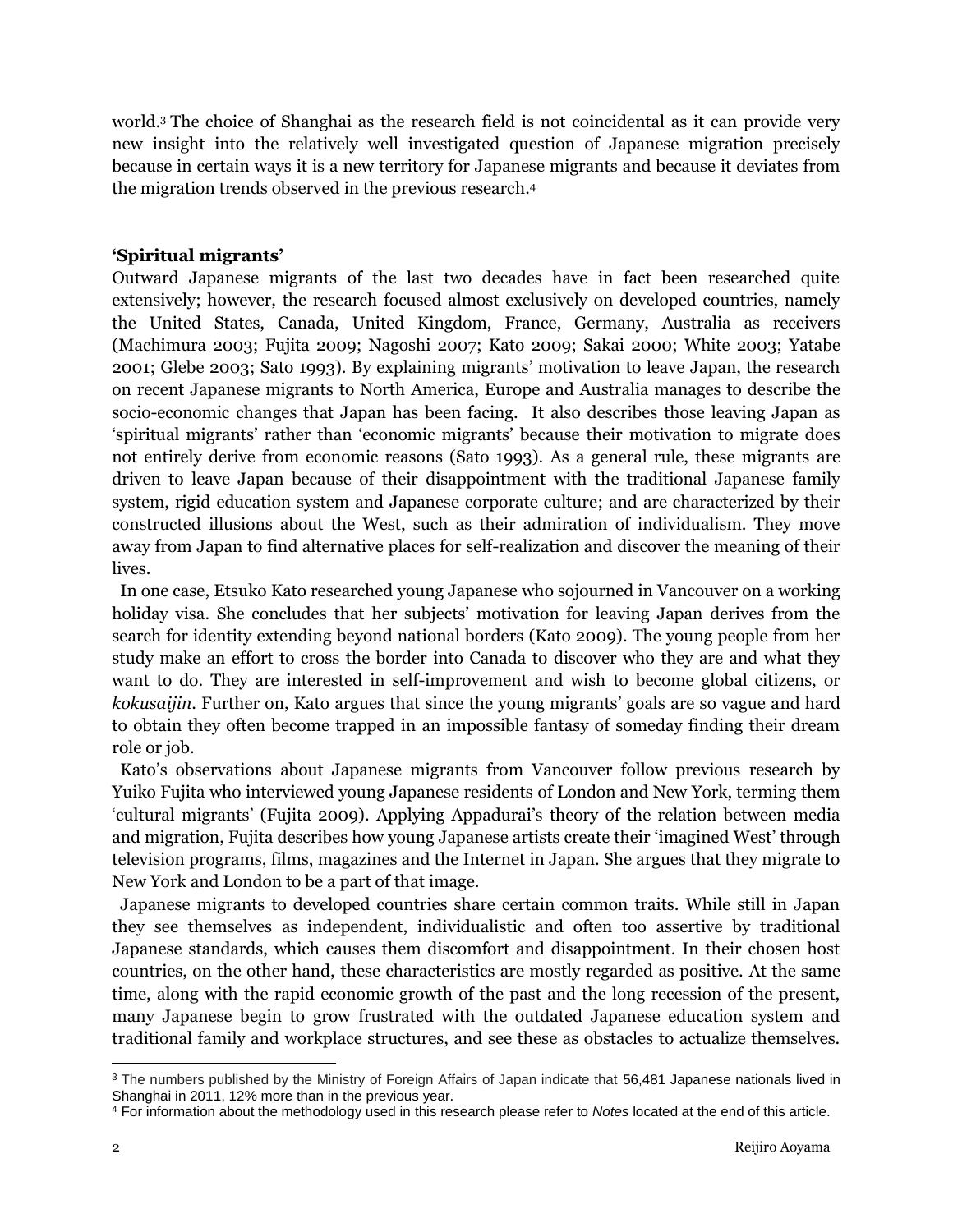world.[3] The choice of Shanghai as the research field is not coincidental as it can provide very new insight into the relatively well investigated question of Japanese migration precisely because in certain ways it is a new territory for Japanese migrants and because it deviates from the migration trends observed in the previous research.[4]

### 'Spiritual migrants'

Outward Japanese migrants of the last two decades have in fact been researched quite extensively; however, the research focused almost exclusively on developed countries, namely the United States, Canada, United Kingdom, France, Germany, Australia as receivers (Machimura 2003; Fujita 2009; Nagoshi 2007; Kato 2009; Sakai 2000; White 2003; Yatabe 2001; Glebe 2003; Sato 1993). By explaining migrants' motivation to leave Japan, the research on recent Japanese migrants to North America, Europe and Australia manages to describe the socio-economic changes that Japan has been facing. It also describes those leaving Japan as 'spiritual migrants' rather than 'economic migrants' because their motivation to migrate does not entirely derive from economic reasons (Sato 1993). As a general rule, these migrants are driven to leave Japan because of their disappointment with the traditional Japanese family system, rigid education system and Japanese corporate culture; and are characterized by their constructed illusions about the West, such as their admiration of individualism. They move away from Japan to find alternative places for self-realization and discover the meaning of their lives.

In one case, Etsuko Kato researched young Japanese who sojourned in Vancouver on a working holiday visa. She concludes that her subjects' motivation for leaving Japan derives from the search for identity extending beyond national borders (Kato 2009). The young people from her study make an effort to cross the border into Canada to discover who they are and what they want to do. They are interested in self-improvement and wish to become global citizens, or *kokusaijin*. Further on, Kato argues that since the young migrants' goals are so vague and hard to obtain they often become trapped in an impossible fantasy of someday finding their dream role or job.

Kato's observations about Japanese migrants from Vancouver follow previous research by Yuiko Fujita who interviewed young Japanese residents of London and New York, terming them 'cultural migrants' (Fujita 2009). Applying Appadurai's theory of the relation between media and migration, Fujita describes how young Japanese artists create their 'imagined West' through television programs, films, magazines and the Internet in Japan. She argues that they migrate to New York and London to be a part of that image.

Japanese migrants to developed countries share certain common traits. While still in Japan they see themselves as independent, individualistic and often too assertive by traditional Japanese standards, which causes them discomfort and disappointment. In their chosen host countries, on the other hand, these characteristics are mostly regarded as positive. At the same time, along with the rapid economic growth of the past and the long recession of the present, many Japanese begin to grow frustrated with the outdated Japanese education system and traditional family and workplace structures, and see these as obstacles to actualize themselves.

---

[3] The numbers published by the Ministry of Foreign Affairs of Japan indicate that 56,481 Japanese nationals lived in Shanghai in 2011, 12% more than in the previous year.

[4] For information about the methodology used in this research please refer to *Notes* located at the end of this article.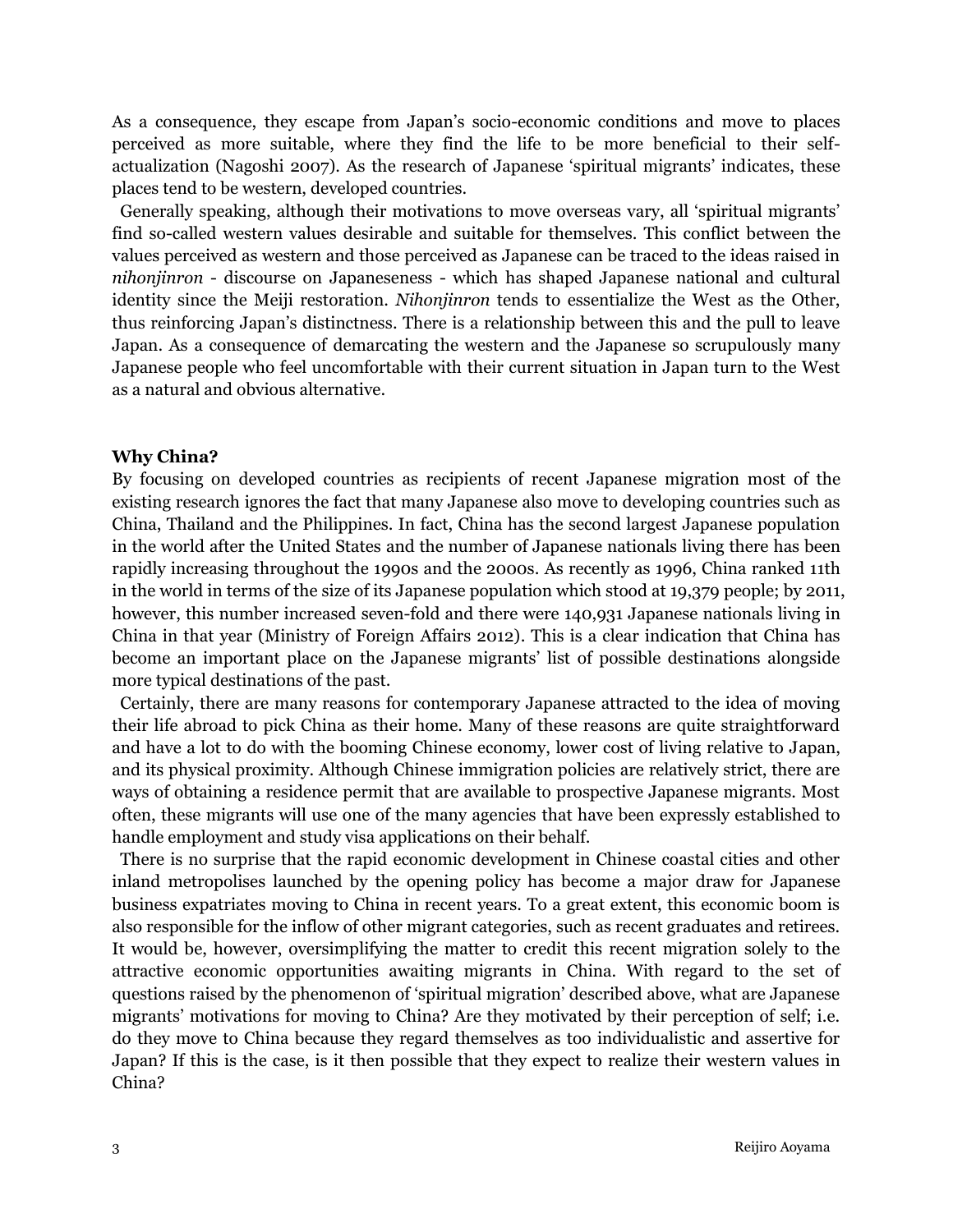As a consequence, they escape from Japan's socio-economic conditions and move to places perceived as more suitable, where they find the life to be more beneficial to their self-actualization (Nagoshi 2007). As the research of Japanese 'spiritual migrants' indicates, these places tend to be western, developed countries.

Generally speaking, although their motivations to move overseas vary, all 'spiritual migrants' find so-called western values desirable and suitable for themselves. This conflict between the values perceived as western and those perceived as Japanese can be traced to the ideas raised in *nihonjinron* - discourse on Japaneseness - which has shaped Japanese national and cultural identity since the Meiji restoration. *Nihonjinron* tends to essentialize the West as the Other, thus reinforcing Japan's distinctness. There is a relationship between this and the pull to leave Japan. As a consequence of demarcating the western and the Japanese so scrupulously many Japanese people who feel uncomfortable with their current situation in Japan turn to the West as a natural and obvious alternative.

**Why China?**

By focusing on developed countries as recipients of recent Japanese migration most of the existing research ignores the fact that many Japanese also move to developing countries such as China, Thailand and the Philippines. In fact, China has the second largest Japanese population in the world after the United States and the number of Japanese nationals living there has been rapidly increasing throughout the 1990s and the 2000s. As recently as 1996, China ranked 11th in the world in terms of the size of its Japanese population which stood at 19,379 people; by 2011, however, this number increased seven-fold and there were 140,931 Japanese nationals living in China in that year (Ministry of Foreign Affairs 2012). This is a clear indication that China has become an important place on the Japanese migrants' list of possible destinations alongside more typical destinations of the past.

Certainly, there are many reasons for contemporary Japanese attracted to the idea of moving their life abroad to pick China as their home. Many of these reasons are quite straightforward and have a lot to do with the booming Chinese economy, lower cost of living relative to Japan, and its physical proximity. Although Chinese immigration policies are relatively strict, there are ways of obtaining a residence permit that are available to prospective Japanese migrants. Most often, these migrants will use one of the many agencies that have been expressly established to handle employment and study visa applications on their behalf.

There is no surprise that the rapid economic development in Chinese coastal cities and other inland metropolises launched by the opening policy has become a major draw for Japanese business expatriates moving to China in recent years. To a great extent, this economic boom is also responsible for the inflow of other migrant categories, such as recent graduates and retirees. It would be, however, oversimplifying the matter to credit this recent migration solely to the attractive economic opportunities awaiting migrants in China. With regard to the set of questions raised by the phenomenon of 'spiritual migration' described above, what are Japanese migrants' motivations for moving to China? Are they motivated by their perception of self; i.e. do they move to China because they regard themselves as too individualistic and assertive for Japan? If this is the case, is it then possible that they expect to realize their western values in China?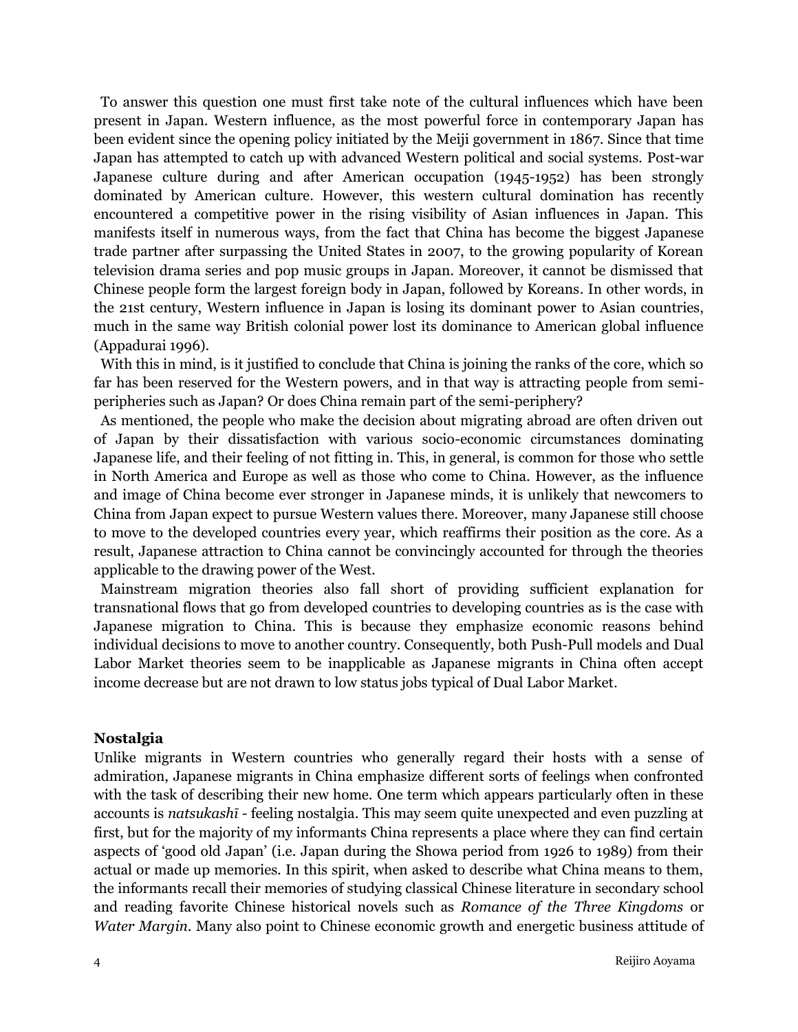To answer this question one must first take note of the cultural influences which have been present in Japan. Western influence, as the most powerful force in contemporary Japan has been evident since the opening policy initiated by the Meiji government in 1867. Since that time Japan has attempted to catch up with advanced Western political and social systems. Post-war Japanese culture during and after American occupation (1945-1952) has been strongly dominated by American culture. However, this western cultural domination has recently encountered a competitive power in the rising visibility of Asian influences in Japan. This manifests itself in numerous ways, from the fact that China has become the biggest Japanese trade partner after surpassing the United States in 2007, to the growing popularity of Korean television drama series and pop music groups in Japan. Moreover, it cannot be dismissed that Chinese people form the largest foreign body in Japan, followed by Koreans. In other words, in the 21st century, Western influence in Japan is losing its dominant power to Asian countries, much in the same way British colonial power lost its dominance to American global influence (Appadurai 1996).

With this in mind, is it justified to conclude that China is joining the ranks of the core, which so far has been reserved for the Western powers, and in that way is attracting people from semi-peripheries such as Japan? Or does China remain part of the semi-periphery?

As mentioned, the people who make the decision about migrating abroad are often driven out of Japan by their dissatisfaction with various socio-economic circumstances dominating Japanese life, and their feeling of not fitting in. This, in general, is common for those who settle in North America and Europe as well as those who come to China. However, as the influence and image of China become ever stronger in Japanese minds, it is unlikely that newcomers to China from Japan expect to pursue Western values there. Moreover, many Japanese still choose to move to the developed countries every year, which reaffirms their position as the core. As a result, Japanese attraction to China cannot be convincingly accounted for through the theories applicable to the drawing power of the West.

Mainstream migration theories also fall short of providing sufficient explanation for transnational flows that go from developed countries to developing countries as is the case with Japanese migration to China. This is because they emphasize economic reasons behind individual decisions to move to another country. Consequently, both Push-Pull models and Dual Labor Market theories seem to be inapplicable as Japanese migrants in China often accept income decrease but are not drawn to low status jobs typical of Dual Labor Market.

**Nostalgia**

Unlike migrants in Western countries who generally regard their hosts with a sense of admiration, Japanese migrants in China emphasize different sorts of feelings when confronted with the task of describing their new home. One term which appears particularly often in these accounts is *natsukashī* - feeling nostalgia. This may seem quite unexpected and even puzzling at first, but for the majority of my informants China represents a place where they can find certain aspects of 'good old Japan' (i.e. Japan during the Showa period from 1926 to 1989) from their actual or made up memories. In this spirit, when asked to describe what China means to them, the informants recall their memories of studying classical Chinese literature in secondary school and reading favorite Chinese historical novels such as *Romance of the Three Kingdoms* or *Water Margin*. Many also point to Chinese economic growth and energetic business attitude of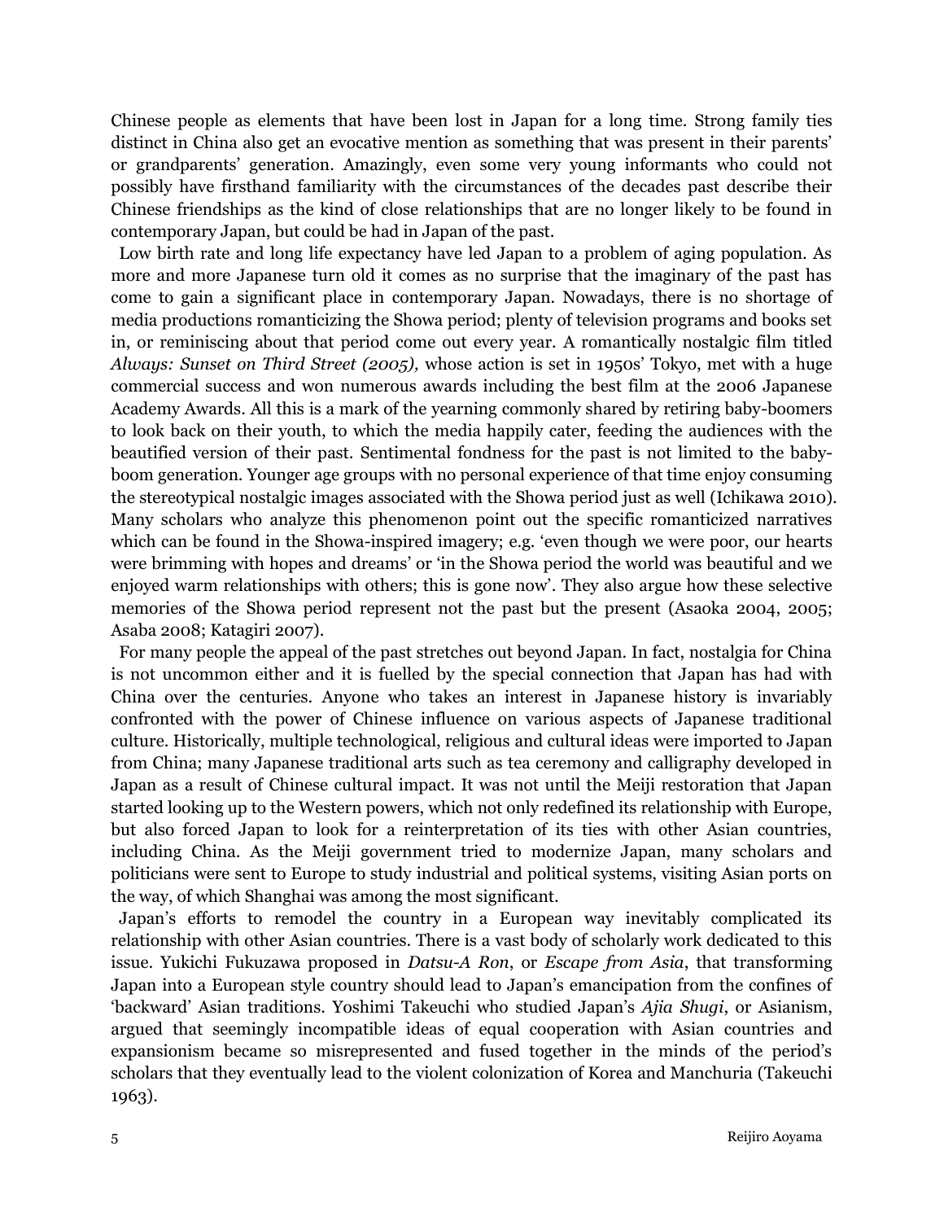Chinese people as elements that have been lost in Japan for a long time. Strong family ties distinct in China also get an evocative mention as something that was present in their parents' or grandparents' generation. Amazingly, even some very young informants who could not possibly have firsthand familiarity with the circumstances of the decades past describe their Chinese friendships as the kind of close relationships that are no longer likely to be found in contemporary Japan, but could be had in Japan of the past.

Low birth rate and long life expectancy have led Japan to a problem of aging population. As more and more Japanese turn old it comes as no surprise that the imaginary of the past has come to gain a significant place in contemporary Japan. Nowadays, there is no shortage of media productions romanticizing the Showa period; plenty of television programs and books set in, or reminiscing about that period come out every year. A romantically nostalgic film titled *Always: Sunset on Third Street (2005),* whose action is set in 1950s' Tokyo, met with a huge commercial success and won numerous awards including the best film at the 2006 Japanese Academy Awards. All this is a mark of the yearning commonly shared by retiring baby-boomers to look back on their youth, to which the media happily cater, feeding the audiences with the beautified version of their past. Sentimental fondness for the past is not limited to the baby-boom generation. Younger age groups with no personal experience of that time enjoy consuming the stereotypical nostalgic images associated with the Showa period just as well (Ichikawa 2010). Many scholars who analyze this phenomenon point out the specific romanticized narratives which can be found in the Showa-inspired imagery; e.g. 'even though we were poor, our hearts were brimming with hopes and dreams' or 'in the Showa period the world was beautiful and we enjoyed warm relationships with others; this is gone now'. They also argue how these selective memories of the Showa period represent not the past but the present (Asaoka 2004, 2005; Asaba 2008; Katagiri 2007).

For many people the appeal of the past stretches out beyond Japan. In fact, nostalgia for China is not uncommon either and it is fuelled by the special connection that Japan has had with China over the centuries. Anyone who takes an interest in Japanese history is invariably confronted with the power of Chinese influence on various aspects of Japanese traditional culture. Historically, multiple technological, religious and cultural ideas were imported to Japan from China; many Japanese traditional arts such as tea ceremony and calligraphy developed in Japan as a result of Chinese cultural impact. It was not until the Meiji restoration that Japan started looking up to the Western powers, which not only redefined its relationship with Europe, but also forced Japan to look for a reinterpretation of its ties with other Asian countries, including China. As the Meiji government tried to modernize Japan, many scholars and politicians were sent to Europe to study industrial and political systems, visiting Asian ports on the way, of which Shanghai was among the most significant.

Japan's efforts to remodel the country in a European way inevitably complicated its relationship with other Asian countries. There is a vast body of scholarly work dedicated to this issue. Yukichi Fukuzawa proposed in *Datsu-A Ron*, or *Escape from Asia*, that transforming Japan into a European style country should lead to Japan's emancipation from the confines of 'backward' Asian traditions. Yoshimi Takeuchi who studied Japan's *Ajia Shugi*, or Asianism, argued that seemingly incompatible ideas of equal cooperation with Asian countries and expansionism became so misrepresented and fused together in the minds of the period's scholars that they eventually lead to the violent colonization of Korea and Manchuria (Takeuchi 1963).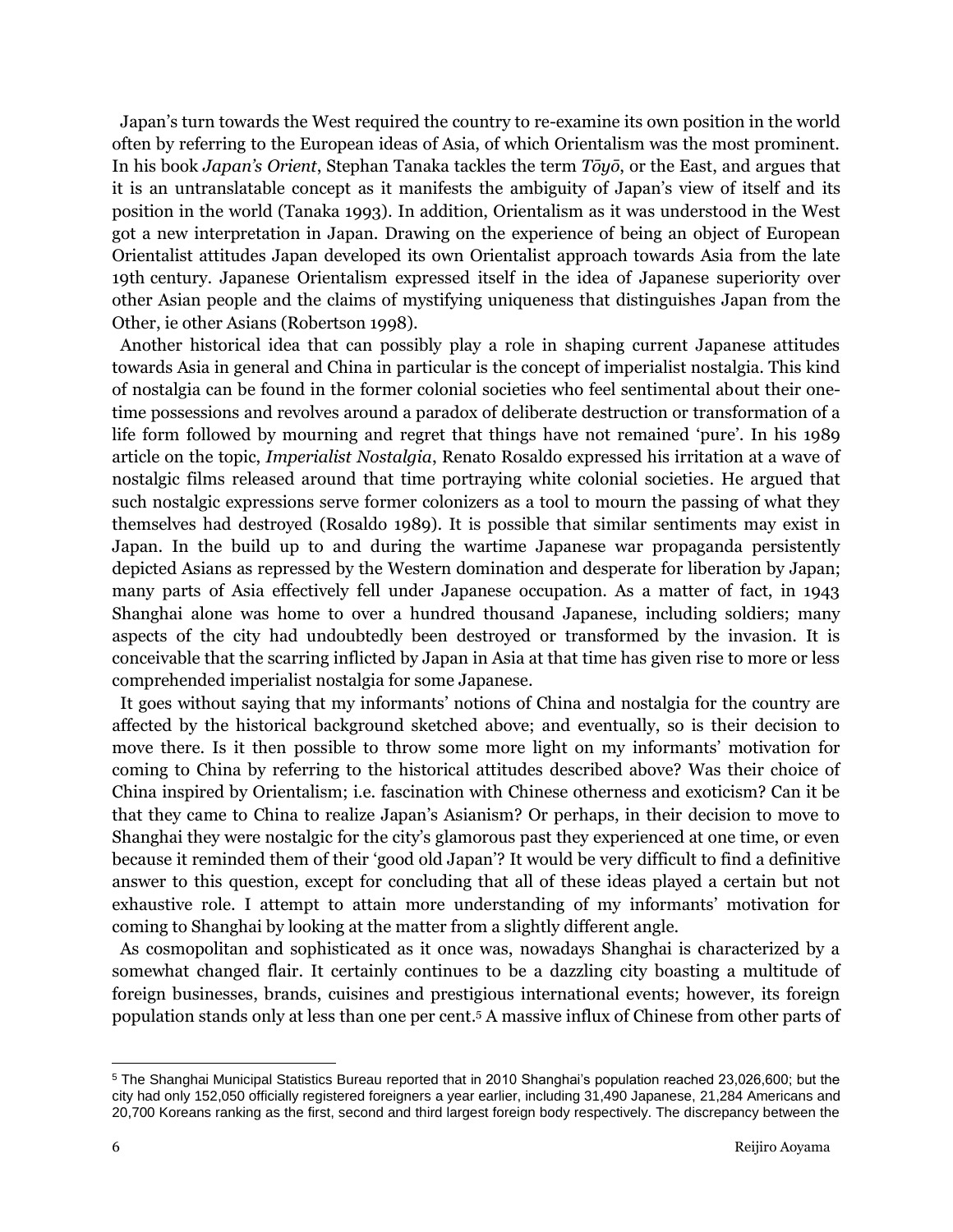Japan's turn towards the West required the country to re-examine its own position in the world often by referring to the European ideas of Asia, of which Orientalism was the most prominent. In his book *Japan's Orient*, Stephan Tanaka tackles the term *Tōyō*, or the East, and argues that it is an untranslatable concept as it manifests the ambiguity of Japan's view of itself and its position in the world (Tanaka 1993). In addition, Orientalism as it was understood in the West got a new interpretation in Japan. Drawing on the experience of being an object of European Orientalist attitudes Japan developed its own Orientalist approach towards Asia from the late 19th century. Japanese Orientalism expressed itself in the idea of Japanese superiority over other Asian people and the claims of mystifying uniqueness that distinguishes Japan from the Other, ie other Asians (Robertson 1998).

Another historical idea that can possibly play a role in shaping current Japanese attitudes towards Asia in general and China in particular is the concept of imperialist nostalgia. This kind of nostalgia can be found in the former colonial societies who feel sentimental about their one-time possessions and revolves around a paradox of deliberate destruction or transformation of a life form followed by mourning and regret that things have not remained 'pure'. In his 1989 article on the topic, *Imperialist Nostalgia*, Renato Rosaldo expressed his irritation at a wave of nostalgic films released around that time portraying white colonial societies. He argued that such nostalgic expressions serve former colonizers as a tool to mourn the passing of what they themselves had destroyed (Rosaldo 1989). It is possible that similar sentiments may exist in Japan. In the build up to and during the wartime Japanese war propaganda persistently depicted Asians as repressed by the Western domination and desperate for liberation by Japan; many parts of Asia effectively fell under Japanese occupation. As a matter of fact, in 1943 Shanghai alone was home to over a hundred thousand Japanese, including soldiers; many aspects of the city had undoubtedly been destroyed or transformed by the invasion. It is conceivable that the scarring inflicted by Japan in Asia at that time has given rise to more or less comprehended imperialist nostalgia for some Japanese.

It goes without saying that my informants' notions of China and nostalgia for the country are affected by the historical background sketched above; and eventually, so is their decision to move there. Is it then possible to throw some more light on my informants' motivation for coming to China by referring to the historical attitudes described above? Was their choice of China inspired by Orientalism; i.e. fascination with Chinese otherness and exoticism? Can it be that they came to China to realize Japan's Asianism? Or perhaps, in their decision to move to Shanghai they were nostalgic for the city's glamorous past they experienced at one time, or even because it reminded them of their 'good old Japan'? It would be very difficult to find a definitive answer to this question, except for concluding that all of these ideas played a certain but not exhaustive role. I attempt to attain more understanding of my informants' motivation for coming to Shanghai by looking at the matter from a slightly different angle.

As cosmopolitan and sophisticated as it once was, nowadays Shanghai is characterized by a somewhat changed flair. It certainly continues to be a dazzling city boasting a multitude of foreign businesses, brands, cuisines and prestigious international events; however, its foreign population stands only at less than one per cent.[5] A massive influx of Chinese from other parts of

---

[5] The Shanghai Municipal Statistics Bureau reported that in 2010 Shanghai's population reached 23,026,600; but the city had only 152,050 officially registered foreigners a year earlier, including 31,490 Japanese, 21,284 Americans and 20,700 Koreans ranking as the first, second and third largest foreign body respectively. The discrepancy between the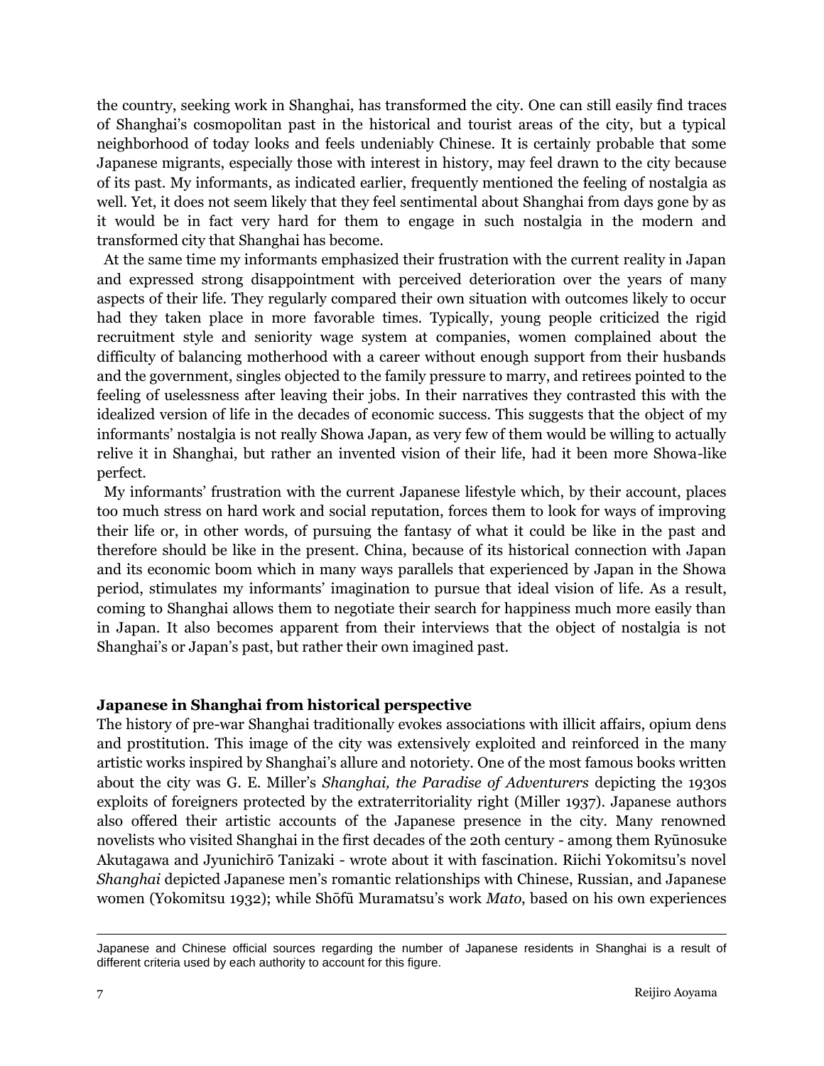the country, seeking work in Shanghai, has transformed the city. One can still easily find traces of Shanghai's cosmopolitan past in the historical and tourist areas of the city, but a typical neighborhood of today looks and feels undeniably Chinese. It is certainly probable that some Japanese migrants, especially those with interest in history, may feel drawn to the city because of its past. My informants, as indicated earlier, frequently mentioned the feeling of nostalgia as well. Yet, it does not seem likely that they feel sentimental about Shanghai from days gone by as it would be in fact very hard for them to engage in such nostalgia in the modern and transformed city that Shanghai has become.

At the same time my informants emphasized their frustration with the current reality in Japan and expressed strong disappointment with perceived deterioration over the years of many aspects of their life. They regularly compared their own situation with outcomes likely to occur had they taken place in more favorable times. Typically, young people criticized the rigid recruitment style and seniority wage system at companies, women complained about the difficulty of balancing motherhood with a career without enough support from their husbands and the government, singles objected to the family pressure to marry, and retirees pointed to the feeling of uselessness after leaving their jobs. In their narratives they contrasted this with the idealized version of life in the decades of economic success. This suggests that the object of my informants' nostalgia is not really Showa Japan, as very few of them would be willing to actually relive it in Shanghai, but rather an invented vision of their life, had it been more Showa-like perfect.

My informants' frustration with the current Japanese lifestyle which, by their account, places too much stress on hard work and social reputation, forces them to look for ways of improving their life or, in other words, of pursuing the fantasy of what it could be like in the past and therefore should be like in the present. China, because of its historical connection with Japan and its economic boom which in many ways parallels that experienced by Japan in the Showa period, stimulates my informants' imagination to pursue that ideal vision of life. As a result, coming to Shanghai allows them to negotiate their search for happiness much more easily than in Japan. It also becomes apparent from their interviews that the object of nostalgia is not Shanghai's or Japan's past, but rather their own imagined past.

## Japanese in Shanghai from historical perspective

The history of pre-war Shanghai traditionally evokes associations with illicit affairs, opium dens and prostitution. This image of the city was extensively exploited and reinforced in the many artistic works inspired by Shanghai's allure and notoriety. One of the most famous books written about the city was G. E. Miller's *Shanghai, the Paradise of Adventurers* depicting the 1930s exploits of foreigners protected by the extraterritoriality right (Miller 1937). Japanese authors also offered their artistic accounts of the Japanese presence in the city. Many renowned novelists who visited Shanghai in the first decades of the 20th century - among them Ryūnosuke Akutagawa and Jyunichirō Tanizaki - wrote about it with fascination. Riichi Yokomitsu's novel *Shanghai* depicted Japanese men's romantic relationships with Chinese, Russian, and Japanese women (Yokomitsu 1932); while Shōfū Muramatsu's work *Mato*, based on his own experiences

---

Japanese and Chinese official sources regarding the number of Japanese residents in Shanghai is a result of different criteria used by each authority to account for this figure.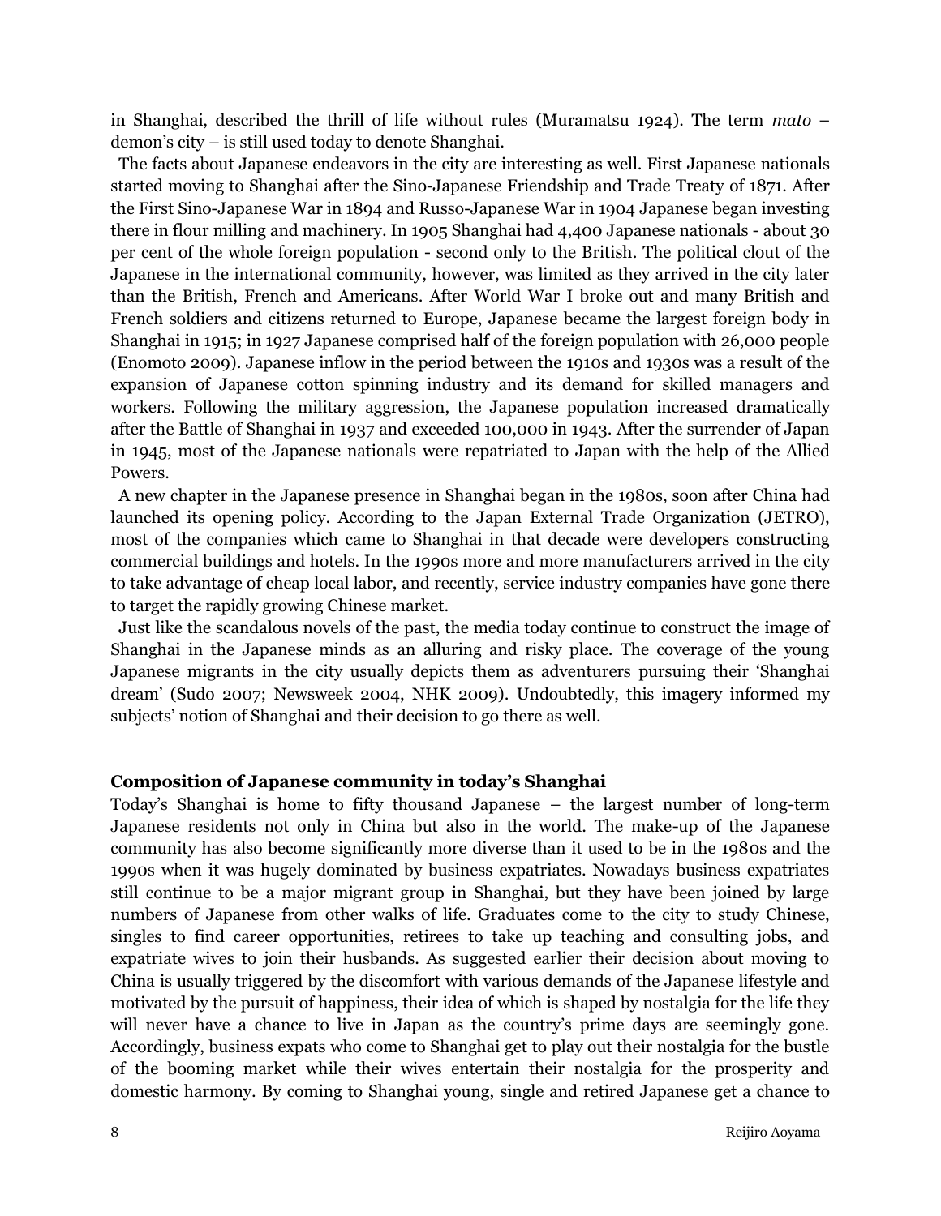in Shanghai, described the thrill of life without rules (Muramatsu 1924). The term *mato* – demon's city – is still used today to denote Shanghai.

The facts about Japanese endeavors in the city are interesting as well. First Japanese nationals started moving to Shanghai after the Sino-Japanese Friendship and Trade Treaty of 1871. After the First Sino-Japanese War in 1894 and Russo-Japanese War in 1904 Japanese began investing there in flour milling and machinery. In 1905 Shanghai had 4,400 Japanese nationals - about 30 per cent of the whole foreign population - second only to the British. The political clout of the Japanese in the international community, however, was limited as they arrived in the city later than the British, French and Americans. After World War I broke out and many British and French soldiers and citizens returned to Europe, Japanese became the largest foreign body in Shanghai in 1915; in 1927 Japanese comprised half of the foreign population with 26,000 people (Enomoto 2009). Japanese inflow in the period between the 1910s and 1930s was a result of the expansion of Japanese cotton spinning industry and its demand for skilled managers and workers. Following the military aggression, the Japanese population increased dramatically after the Battle of Shanghai in 1937 and exceeded 100,000 in 1943. After the surrender of Japan in 1945, most of the Japanese nationals were repatriated to Japan with the help of the Allied Powers.

A new chapter in the Japanese presence in Shanghai began in the 1980s, soon after China had launched its opening policy. According to the Japan External Trade Organization (JETRO), most of the companies which came to Shanghai in that decade were developers constructing commercial buildings and hotels. In the 1990s more and more manufacturers arrived in the city to take advantage of cheap local labor, and recently, service industry companies have gone there to target the rapidly growing Chinese market.

Just like the scandalous novels of the past, the media today continue to construct the image of Shanghai in the Japanese minds as an alluring and risky place. The coverage of the young Japanese migrants in the city usually depicts them as adventurers pursuing their 'Shanghai dream' (Sudo 2007; Newsweek 2004, NHK 2009). Undoubtedly, this imagery informed my subjects' notion of Shanghai and their decision to go there as well.

## Composition of Japanese community in today's Shanghai

Today's Shanghai is home to fifty thousand Japanese – the largest number of long-term Japanese residents not only in China but also in the world. The make-up of the Japanese community has also become significantly more diverse than it used to be in the 1980s and the 1990s when it was hugely dominated by business expatriates. Nowadays business expatriates still continue to be a major migrant group in Shanghai, but they have been joined by large numbers of Japanese from other walks of life. Graduates come to the city to study Chinese, singles to find career opportunities, retirees to take up teaching and consulting jobs, and expatriate wives to join their husbands. As suggested earlier their decision about moving to China is usually triggered by the discomfort with various demands of the Japanese lifestyle and motivated by the pursuit of happiness, their idea of which is shaped by nostalgia for the life they will never have a chance to live in Japan as the country's prime days are seemingly gone. Accordingly, business expats who come to Shanghai get to play out their nostalgia for the bustle of the booming market while their wives entertain their nostalgia for the prosperity and domestic harmony. By coming to Shanghai young, single and retired Japanese get a chance to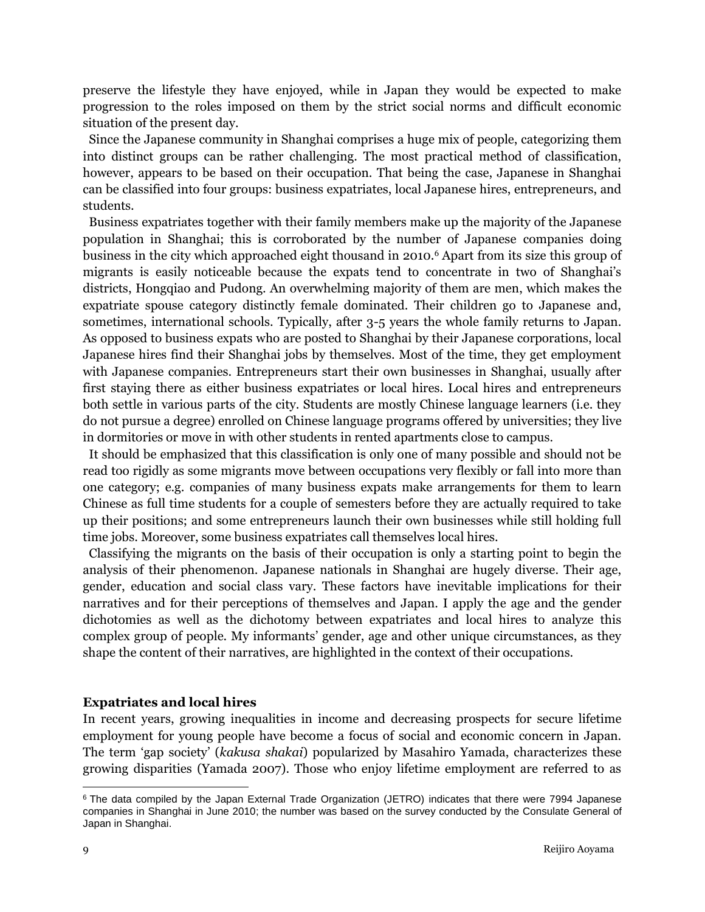preserve the lifestyle they have enjoyed, while in Japan they would be expected to make progression to the roles imposed on them by the strict social norms and difficult economic situation of the present day.

Since the Japanese community in Shanghai comprises a huge mix of people, categorizing them into distinct groups can be rather challenging. The most practical method of classification, however, appears to be based on their occupation. That being the case, Japanese in Shanghai can be classified into four groups: business expatriates, local Japanese hires, entrepreneurs, and students.

Business expatriates together with their family members make up the majority of the Japanese population in Shanghai; this is corroborated by the number of Japanese companies doing business in the city which approached eight thousand in 2010.[6] Apart from its size this group of migrants is easily noticeable because the expats tend to concentrate in two of Shanghai's districts, Hongqiao and Pudong. An overwhelming majority of them are men, which makes the expatriate spouse category distinctly female dominated. Their children go to Japanese and, sometimes, international schools. Typically, after 3-5 years the whole family returns to Japan. As opposed to business expats who are posted to Shanghai by their Japanese corporations, local Japanese hires find their Shanghai jobs by themselves. Most of the time, they get employment with Japanese companies. Entrepreneurs start their own businesses in Shanghai, usually after first staying there as either business expatriates or local hires. Local hires and entrepreneurs both settle in various parts of the city. Students are mostly Chinese language learners (i.e. they do not pursue a degree) enrolled on Chinese language programs offered by universities; they live in dormitories or move in with other students in rented apartments close to campus.

It should be emphasized that this classification is only one of many possible and should not be read too rigidly as some migrants move between occupations very flexibly or fall into more than one category; e.g. companies of many business expats make arrangements for them to learn Chinese as full time students for a couple of semesters before they are actually required to take up their positions; and some entrepreneurs launch their own businesses while still holding full time jobs. Moreover, some business expatriates call themselves local hires.

Classifying the migrants on the basis of their occupation is only a starting point to begin the analysis of their phenomenon. Japanese nationals in Shanghai are hugely diverse. Their age, gender, education and social class vary. These factors have inevitable implications for their narratives and for their perceptions of themselves and Japan. I apply the age and the gender dichotomies as well as the dichotomy between expatriates and local hires to analyze this complex group of people. My informants' gender, age and other unique circumstances, as they shape the content of their narratives, are highlighted in the context of their occupations.

**Expatriates and local hires**

In recent years, growing inequalities in income and decreasing prospects for secure lifetime employment for young people have become a focus of social and economic concern in Japan. The term 'gap society' (*kakusa shakai*) popularized by Masahiro Yamada, characterizes these growing disparities (Yamada 2007). Those who enjoy lifetime employment are referred to as

[6] The data compiled by the Japan External Trade Organization (JETRO) indicates that there were 7994 Japanese companies in Shanghai in June 2010; the number was based on the survey conducted by the Consulate General of Japan in Shanghai.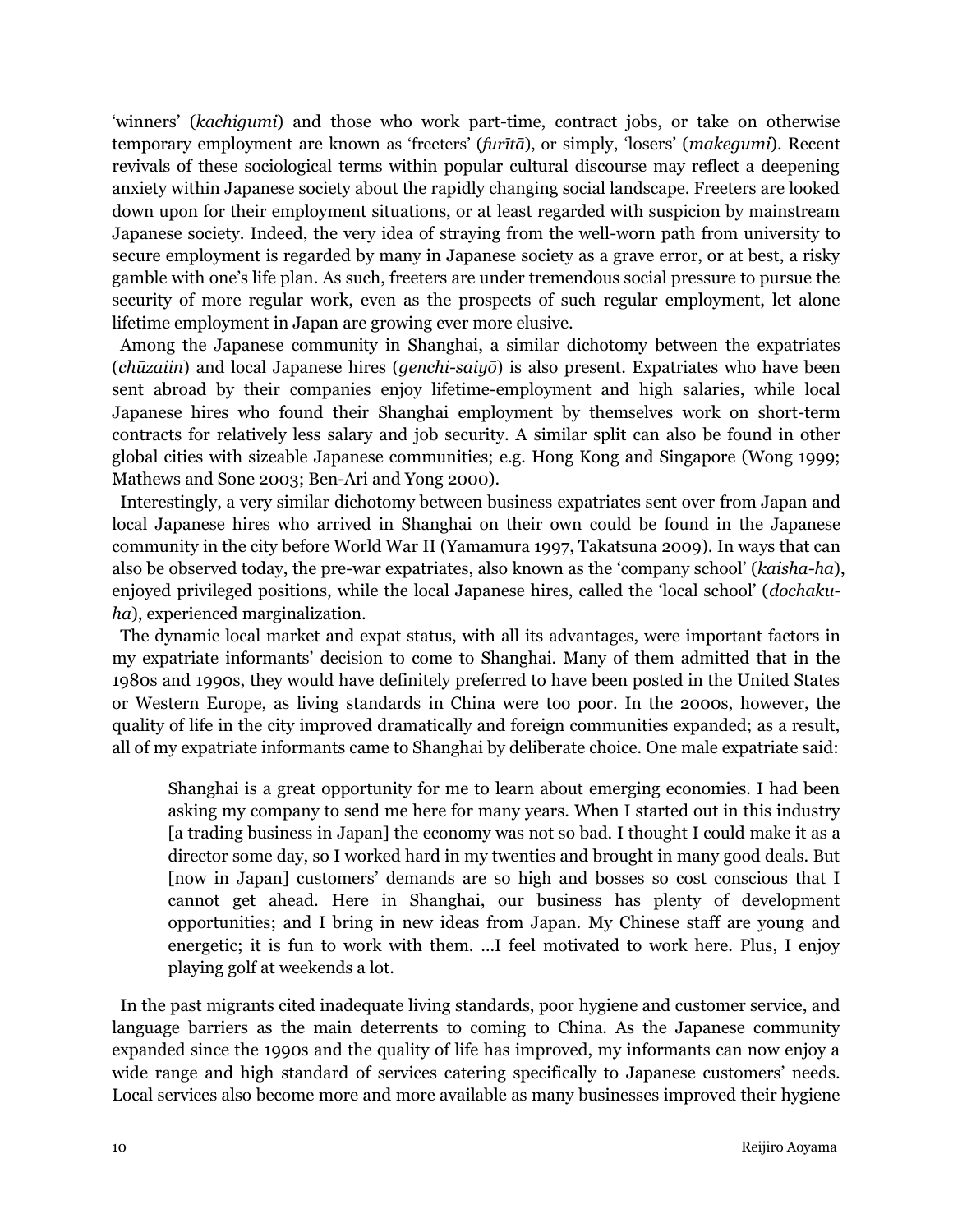'winners' (*kachigumi*) and those who work part-time, contract jobs, or take on otherwise temporary employment are known as 'freeters' (*furītā*), or simply, 'losers' (*makegumi*). Recent revivals of these sociological terms within popular cultural discourse may reflect a deepening anxiety within Japanese society about the rapidly changing social landscape. Freeters are looked down upon for their employment situations, or at least regarded with suspicion by mainstream Japanese society. Indeed, the very idea of straying from the well-worn path from university to secure employment is regarded by many in Japanese society as a grave error, or at best, a risky gamble with one's life plan. As such, freeters are under tremendous social pressure to pursue the security of more regular work, even as the prospects of such regular employment, let alone lifetime employment in Japan are growing ever more elusive.

Among the Japanese community in Shanghai, a similar dichotomy between the expatriates (*chūzaiin*) and local Japanese hires (*genchi-saiyō*) is also present. Expatriates who have been sent abroad by their companies enjoy lifetime-employment and high salaries, while local Japanese hires who found their Shanghai employment by themselves work on short-term contracts for relatively less salary and job security. A similar split can also be found in other global cities with sizeable Japanese communities; e.g. Hong Kong and Singapore (Wong 1999; Mathews and Sone 2003; Ben-Ari and Yong 2000).

Interestingly, a very similar dichotomy between business expatriates sent over from Japan and local Japanese hires who arrived in Shanghai on their own could be found in the Japanese community in the city before World War II (Yamamura 1997, Takatsuna 2009). In ways that can also be observed today, the pre-war expatriates, also known as the 'company school' (*kaisha-ha*), enjoyed privileged positions, while the local Japanese hires, called the 'local school' (*dochaku-ha*), experienced marginalization.

The dynamic local market and expat status, with all its advantages, were important factors in my expatriate informants' decision to come to Shanghai. Many of them admitted that in the 1980s and 1990s, they would have definitely preferred to have been posted in the United States or Western Europe, as living standards in China were too poor. In the 2000s, however, the quality of life in the city improved dramatically and foreign communities expanded; as a result, all of my expatriate informants came to Shanghai by deliberate choice. One male expatriate said:

> Shanghai is a great opportunity for me to learn about emerging economies. I had been asking my company to send me here for many years. When I started out in this industry [a trading business in Japan] the economy was not so bad. I thought I could make it as a director some day, so I worked hard in my twenties and brought in many good deals. But [now in Japan] customers' demands are so high and bosses so cost conscious that I cannot get ahead. Here in Shanghai, our business has plenty of development opportunities; and I bring in new ideas from Japan. My Chinese staff are young and energetic; it is fun to work with them. ...I feel motivated to work here. Plus, I enjoy playing golf at weekends a lot.

In the past migrants cited inadequate living standards, poor hygiene and customer service, and language barriers as the main deterrents to coming to China. As the Japanese community expanded since the 1990s and the quality of life has improved, my informants can now enjoy a wide range and high standard of services catering specifically to Japanese customers' needs. Local services also become more and more available as many businesses improved their hygiene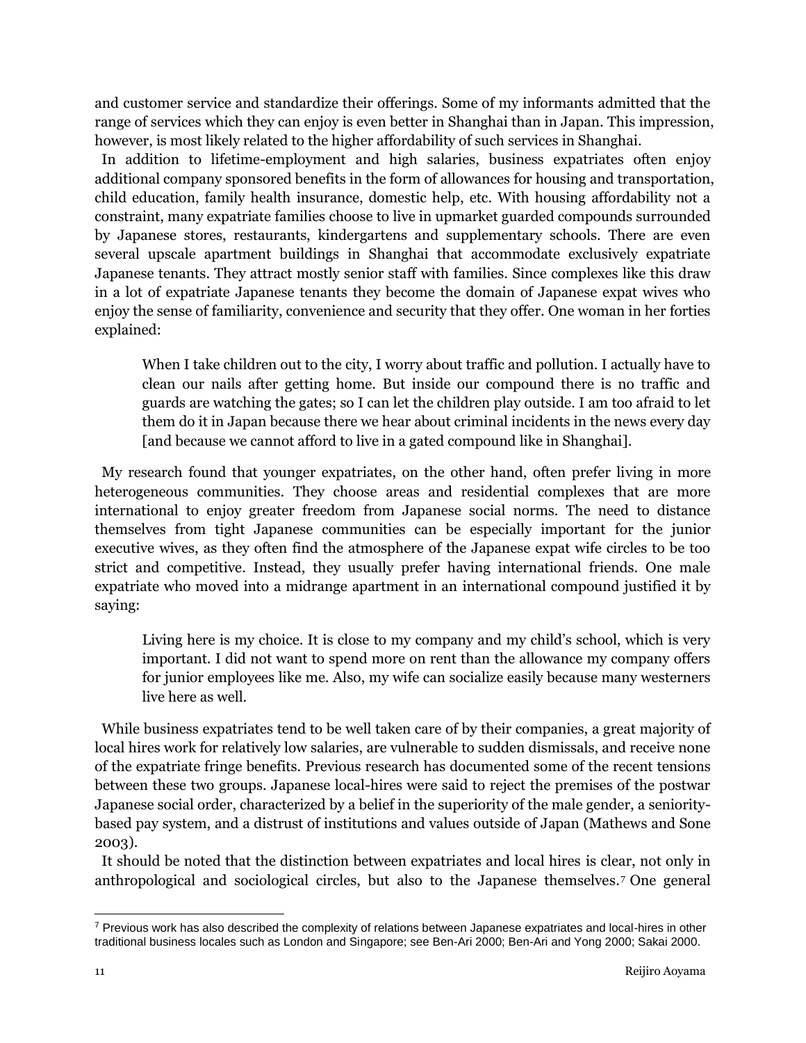and customer service and standardize their offerings. Some of my informants admitted that the range of services which they can enjoy is even better in Shanghai than in Japan. This impression, however, is most likely related to the higher affordability of such services in Shanghai.

In addition to lifetime-employment and high salaries, business expatriates often enjoy additional company sponsored benefits in the form of allowances for housing and transportation, child education, family health insurance, domestic help, etc. With housing affordability not a constraint, many expatriate families choose to live in upmarket guarded compounds surrounded by Japanese stores, restaurants, kindergartens and supplementary schools. There are even several upscale apartment buildings in Shanghai that accommodate exclusively expatriate Japanese tenants. They attract mostly senior staff with families. Since complexes like this draw in a lot of expatriate Japanese tenants they become the domain of Japanese expat wives who enjoy the sense of familiarity, convenience and security that they offer. One woman in her forties explained:

> When I take children out to the city, I worry about traffic and pollution. I actually have to clean our nails after getting home. But inside our compound there is no traffic and guards are watching the gates; so I can let the children play outside. I am too afraid to let them do it in Japan because there we hear about criminal incidents in the news every day [and because we cannot afford to live in a gated compound like in Shanghai].

My research found that younger expatriates, on the other hand, often prefer living in more heterogeneous communities. They choose areas and residential complexes that are more international to enjoy greater freedom from Japanese social norms. The need to distance themselves from tight Japanese communities can be especially important for the junior executive wives, as they often find the atmosphere of the Japanese expat wife circles to be too strict and competitive. Instead, they usually prefer having international friends. One male expatriate who moved into a midrange apartment in an international compound justified it by saying:

> Living here is my choice. It is close to my company and my child's school, which is very important. I did not want to spend more on rent than the allowance my company offers for junior employees like me. Also, my wife can socialize easily because many westerners live here as well.

While business expatriates tend to be well taken care of by their companies, a great majority of local hires work for relatively low salaries, are vulnerable to sudden dismissals, and receive none of the expatriate fringe benefits. Previous research has documented some of the recent tensions between these two groups. Japanese local-hires were said to reject the premises of the postwar Japanese social order, characterized by a belief in the superiority of the male gender, a seniority-based pay system, and a distrust of institutions and values outside of Japan (Mathews and Sone 2003).

It should be noted that the distinction between expatriates and local hires is clear, not only in anthropological and sociological circles, but also to the Japanese themselves.[7] One general

---

[7] Previous work has also described the complexity of relations between Japanese expatriates and local-hires in other traditional business locales such as London and Singapore; see Ben-Ari 2000; Ben-Ari and Yong 2000; Sakai 2000.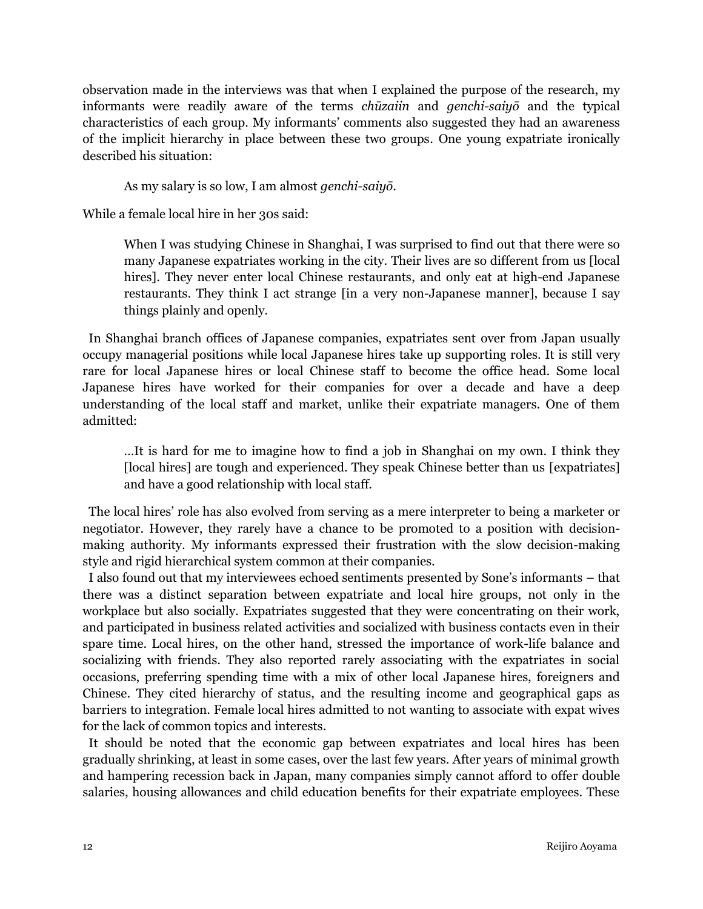observation made in the interviews was that when I explained the purpose of the research, my informants were readily aware of the terms *chūzaiin* and *genchi-saiyō* and the typical characteristics of each group. My informants' comments also suggested they had an awareness of the implicit hierarchy in place between these two groups. One young expatriate ironically described his situation:

> As my salary is so low, I am almost *genchi-saiyō*.

While a female local hire in her 30s said:

> When I was studying Chinese in Shanghai, I was surprised to find out that there were so many Japanese expatriates working in the city. Their lives are so different from us [local hires]. They never enter local Chinese restaurants, and only eat at high-end Japanese restaurants. They think I act strange [in a very non-Japanese manner], because I say things plainly and openly.

In Shanghai branch offices of Japanese companies, expatriates sent over from Japan usually occupy managerial positions while local Japanese hires take up supporting roles. It is still very rare for local Japanese hires or local Chinese staff to become the office head. Some local Japanese hires have worked for their companies for over a decade and have a deep understanding of the local staff and market, unlike their expatriate managers. One of them admitted:

> …It is hard for me to imagine how to find a job in Shanghai on my own. I think they [local hires] are tough and experienced. They speak Chinese better than us [expatriates] and have a good relationship with local staff.

The local hires' role has also evolved from serving as a mere interpreter to being a marketer or negotiator. However, they rarely have a chance to be promoted to a position with decision-making authority. My informants expressed their frustration with the slow decision-making style and rigid hierarchical system common at their companies.

I also found out that my interviewees echoed sentiments presented by Sone's informants – that there was a distinct separation between expatriate and local hire groups, not only in the workplace but also socially. Expatriates suggested that they were concentrating on their work, and participated in business related activities and socialized with business contacts even in their spare time. Local hires, on the other hand, stressed the importance of work-life balance and socializing with friends. They also reported rarely associating with the expatriates in social occasions, preferring spending time with a mix of other local Japanese hires, foreigners and Chinese. They cited hierarchy of status, and the resulting income and geographical gaps as barriers to integration. Female local hires admitted to not wanting to associate with expat wives for the lack of common topics and interests.

It should be noted that the economic gap between expatriates and local hires has been gradually shrinking, at least in some cases, over the last few years. After years of minimal growth and hampering recession back in Japan, many companies simply cannot afford to offer double salaries, housing allowances and child education benefits for their expatriate employees. These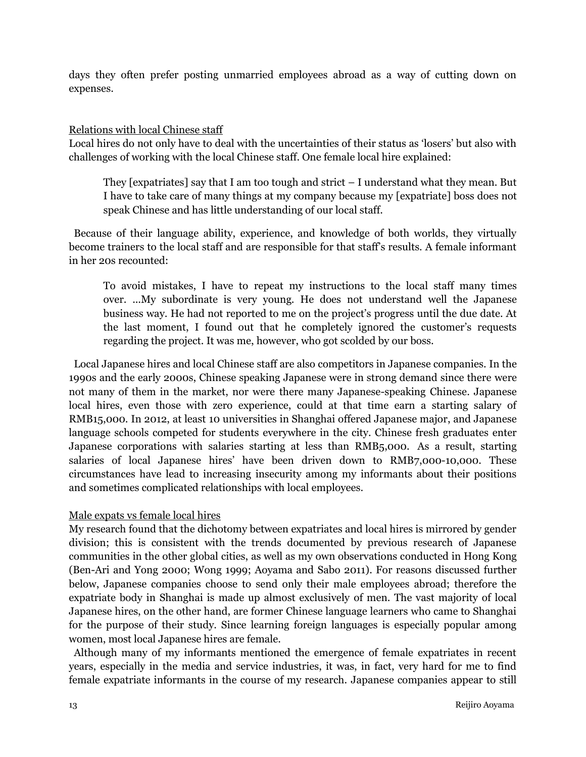days they often prefer posting unmarried employees abroad as a way of cutting down on expenses.

Relations with local Chinese staff

Local hires do not only have to deal with the uncertainties of their status as 'losers' but also with challenges of working with the local Chinese staff. One female local hire explained:

> They [expatriates] say that I am too tough and strict – I understand what they mean. But I have to take care of many things at my company because my [expatriate] boss does not speak Chinese and has little understanding of our local staff.

Because of their language ability, experience, and knowledge of both worlds, they virtually become trainers to the local staff and are responsible for that staff's results. A female informant in her 20s recounted:

> To avoid mistakes, I have to repeat my instructions to the local staff many times over. …My subordinate is very young. He does not understand well the Japanese business way. He had not reported to me on the project's progress until the due date. At the last moment, I found out that he completely ignored the customer's requests regarding the project. It was me, however, who got scolded by our boss.

Local Japanese hires and local Chinese staff are also competitors in Japanese companies. In the 1990s and the early 2000s, Chinese speaking Japanese were in strong demand since there were not many of them in the market, nor were there many Japanese-speaking Chinese. Japanese local hires, even those with zero experience, could at that time earn a starting salary of RMB15,000. In 2012, at least 10 universities in Shanghai offered Japanese major, and Japanese language schools competed for students everywhere in the city. Chinese fresh graduates enter Japanese corporations with salaries starting at less than RMB5,000. As a result, starting salaries of local Japanese hires' have been driven down to RMB7,000-10,000. These circumstances have lead to increasing insecurity among my informants about their positions and sometimes complicated relationships with local employees.

Male expats vs female local hires

My research found that the dichotomy between expatriates and local hires is mirrored by gender division; this is consistent with the trends documented by previous research of Japanese communities in the other global cities, as well as my own observations conducted in Hong Kong (Ben-Ari and Yong 2000; Wong 1999; Aoyama and Sabo 2011). For reasons discussed further below, Japanese companies choose to send only their male employees abroad; therefore the expatriate body in Shanghai is made up almost exclusively of men. The vast majority of local Japanese hires, on the other hand, are former Chinese language learners who came to Shanghai for the purpose of their study. Since learning foreign languages is especially popular among women, most local Japanese hires are female.

Although many of my informants mentioned the emergence of female expatriates in recent years, especially in the media and service industries, it was, in fact, very hard for me to find female expatriate informants in the course of my research. Japanese companies appear to still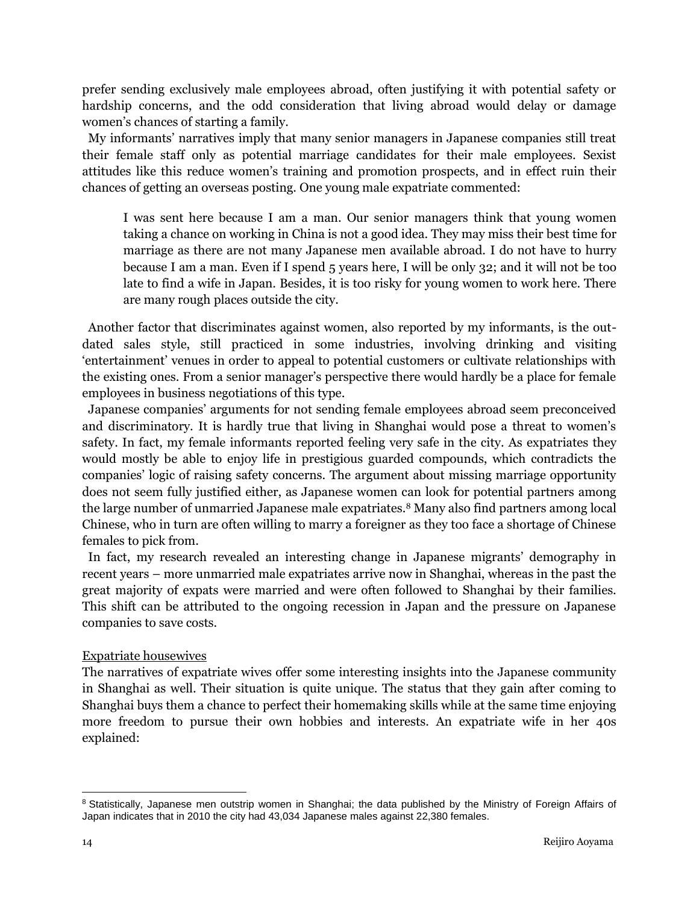prefer sending exclusively male employees abroad, often justifying it with potential safety or hardship concerns, and the odd consideration that living abroad would delay or damage women's chances of starting a family.

My informants' narratives imply that many senior managers in Japanese companies still treat their female staff only as potential marriage candidates for their male employees. Sexist attitudes like this reduce women's training and promotion prospects, and in effect ruin their chances of getting an overseas posting. One young male expatriate commented:

> I was sent here because I am a man. Our senior managers think that young women taking a chance on working in China is not a good idea. They may miss their best time for marriage as there are not many Japanese men available abroad. I do not have to hurry because I am a man. Even if I spend 5 years here, I will be only 32; and it will not be too late to find a wife in Japan. Besides, it is too risky for young women to work here. There are many rough places outside the city.

Another factor that discriminates against women, also reported by my informants, is the out-dated sales style, still practiced in some industries, involving drinking and visiting 'entertainment' venues in order to appeal to potential customers or cultivate relationships with the existing ones. From a senior manager's perspective there would hardly be a place for female employees in business negotiations of this type.

Japanese companies' arguments for not sending female employees abroad seem preconceived and discriminatory. It is hardly true that living in Shanghai would pose a threat to women's safety. In fact, my female informants reported feeling very safe in the city. As expatriates they would mostly be able to enjoy life in prestigious guarded compounds, which contradicts the companies' logic of raising safety concerns. The argument about missing marriage opportunity does not seem fully justified either, as Japanese women can look for potential partners among the large number of unmarried Japanese male expatriates.[8] Many also find partners among local Chinese, who in turn are often willing to marry a foreigner as they too face a shortage of Chinese females to pick from.

In fact, my research revealed an interesting change in Japanese migrants' demography in recent years – more unmarried male expatriates arrive now in Shanghai, whereas in the past the great majority of expats were married and were often followed to Shanghai by their families. This shift can be attributed to the ongoing recession in Japan and the pressure on Japanese companies to save costs.

Expatriate housewives

The narratives of expatriate wives offer some interesting insights into the Japanese community in Shanghai as well. Their situation is quite unique. The status that they gain after coming to Shanghai buys them a chance to perfect their homemaking skills while at the same time enjoying more freedom to pursue their own hobbies and interests. An expatriate wife in her 40s explained:

---

[8] Statistically, Japanese men outstrip women in Shanghai; the data published by the Ministry of Foreign Affairs of Japan indicates that in 2010 the city had 43,034 Japanese males against 22,380 females.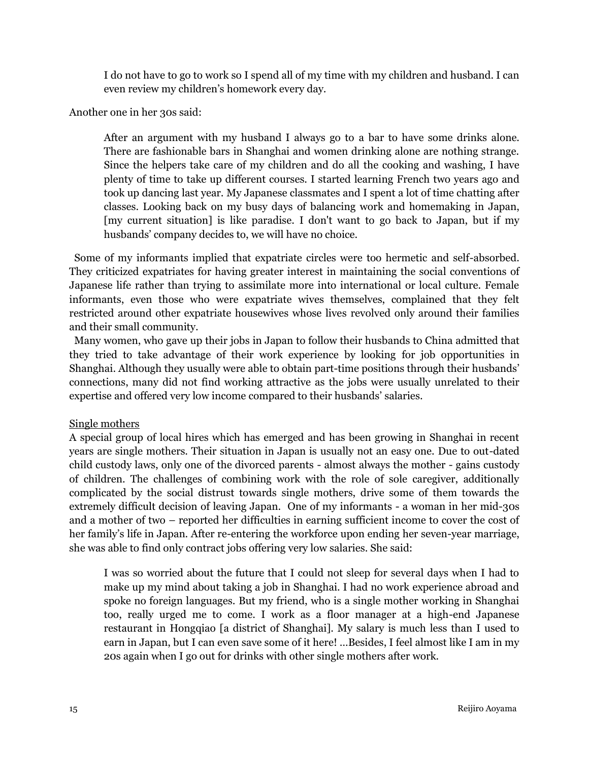> I do not have to go to work so I spend all of my time with my children and husband. I can even review my children's homework every day.

Another one in her 30s said:

> After an argument with my husband I always go to a bar to have some drinks alone. There are fashionable bars in Shanghai and women drinking alone are nothing strange. Since the helpers take care of my children and do all the cooking and washing, I have plenty of time to take up different courses. I started learning French two years ago and took up dancing last year. My Japanese classmates and I spent a lot of time chatting after classes. Looking back on my busy days of balancing work and homemaking in Japan, [my current situation] is like paradise. I don't want to go back to Japan, but if my husbands' company decides to, we will have no choice.

Some of my informants implied that expatriate circles were too hermetic and self-absorbed. They criticized expatriates for having greater interest in maintaining the social conventions of Japanese life rather than trying to assimilate more into international or local culture. Female informants, even those who were expatriate wives themselves, complained that they felt restricted around other expatriate housewives whose lives revolved only around their families and their small community.

Many women, who gave up their jobs in Japan to follow their husbands to China admitted that they tried to take advantage of their work experience by looking for job opportunities in Shanghai. Although they usually were able to obtain part-time positions through their husbands' connections, many did not find working attractive as the jobs were usually unrelated to their expertise and offered very low income compared to their husbands' salaries.

<u>Single mothers</u>

A special group of local hires which has emerged and has been growing in Shanghai in recent years are single mothers. Their situation in Japan is usually not an easy one. Due to out-dated child custody laws, only one of the divorced parents - almost always the mother - gains custody of children. The challenges of combining work with the role of sole caregiver, additionally complicated by the social distrust towards single mothers, drive some of them towards the extremely difficult decision of leaving Japan. One of my informants - a woman in her mid-30s and a mother of two – reported her difficulties in earning sufficient income to cover the cost of her family's life in Japan. After re-entering the workforce upon ending her seven-year marriage, she was able to find only contract jobs offering very low salaries. She said:

> I was so worried about the future that I could not sleep for several days when I had to make up my mind about taking a job in Shanghai. I had no work experience abroad and spoke no foreign languages. But my friend, who is a single mother working in Shanghai too, really urged me to come. I work as a floor manager at a high-end Japanese restaurant in Hongqiao [a district of Shanghai]. My salary is much less than I used to earn in Japan, but I can even save some of it here! …Besides, I feel almost like I am in my 20s again when I go out for drinks with other single mothers after work.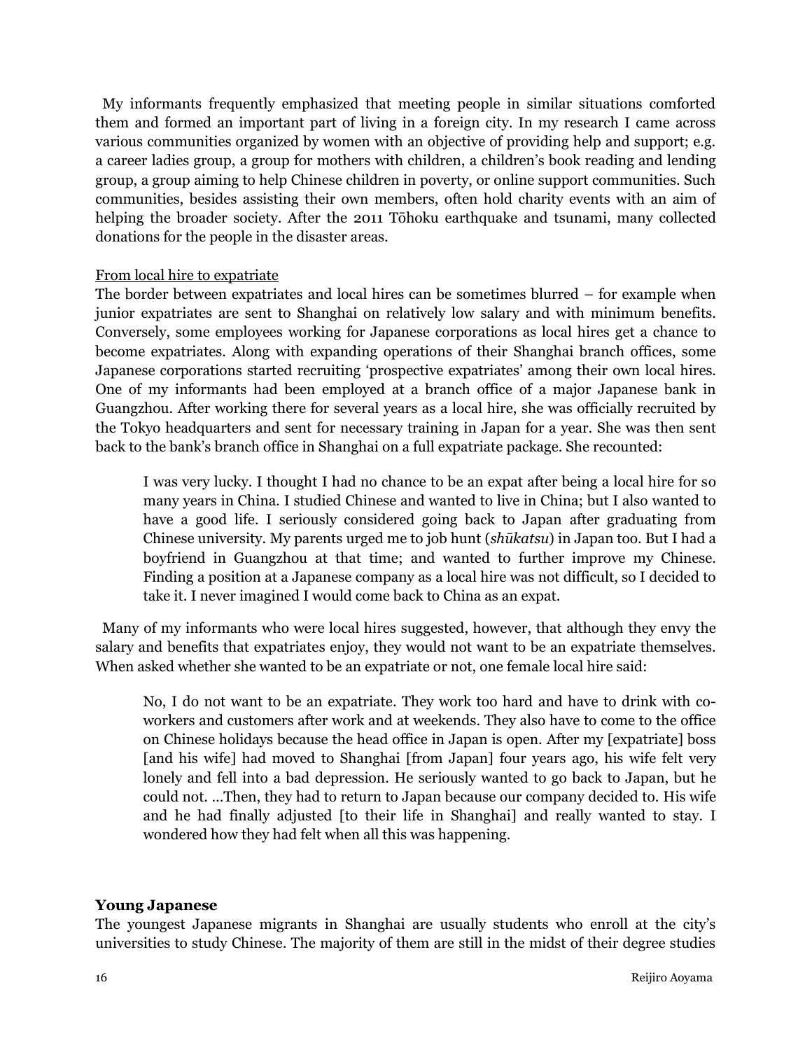My informants frequently emphasized that meeting people in similar situations comforted them and formed an important part of living in a foreign city. In my research I came across various communities organized by women with an objective of providing help and support; e.g. a career ladies group, a group for mothers with children, a children's book reading and lending group, a group aiming to help Chinese children in poverty, or online support communities. Such communities, besides assisting their own members, often hold charity events with an aim of helping the broader society. After the 2011 Tōhoku earthquake and tsunami, many collected donations for the people in the disaster areas.

<u>From local hire to expatriate</u>

The border between expatriates and local hires can be sometimes blurred – for example when junior expatriates are sent to Shanghai on relatively low salary and with minimum benefits. Conversely, some employees working for Japanese corporations as local hires get a chance to become expatriates. Along with expanding operations of their Shanghai branch offices, some Japanese corporations started recruiting 'prospective expatriates' among their own local hires. One of my informants had been employed at a branch office of a major Japanese bank in Guangzhou. After working there for several years as a local hire, she was officially recruited by the Tokyo headquarters and sent for necessary training in Japan for a year. She was then sent back to the bank's branch office in Shanghai on a full expatriate package. She recounted:

> I was very lucky. I thought I had no chance to be an expat after being a local hire for so many years in China. I studied Chinese and wanted to live in China; but I also wanted to have a good life. I seriously considered going back to Japan after graduating from Chinese university. My parents urged me to job hunt (*shūkatsu*) in Japan too. But I had a boyfriend in Guangzhou at that time; and wanted to further improve my Chinese. Finding a position at a Japanese company as a local hire was not difficult, so I decided to take it. I never imagined I would come back to China as an expat.

Many of my informants who were local hires suggested, however, that although they envy the salary and benefits that expatriates enjoy, they would not want to be an expatriate themselves. When asked whether she wanted to be an expatriate or not, one female local hire said:

> No, I do not want to be an expatriate. They work too hard and have to drink with co-workers and customers after work and at weekends. They also have to come to the office on Chinese holidays because the head office in Japan is open. After my [expatriate] boss [and his wife] had moved to Shanghai [from Japan] four years ago, his wife felt very lonely and fell into a bad depression. He seriously wanted to go back to Japan, but he could not. …Then, they had to return to Japan because our company decided to. His wife and he had finally adjusted [to their life in Shanghai] and really wanted to stay. I wondered how they had felt when all this was happening.

**Young Japanese**

The youngest Japanese migrants in Shanghai are usually students who enroll at the city's universities to study Chinese. The majority of them are still in the midst of their degree studies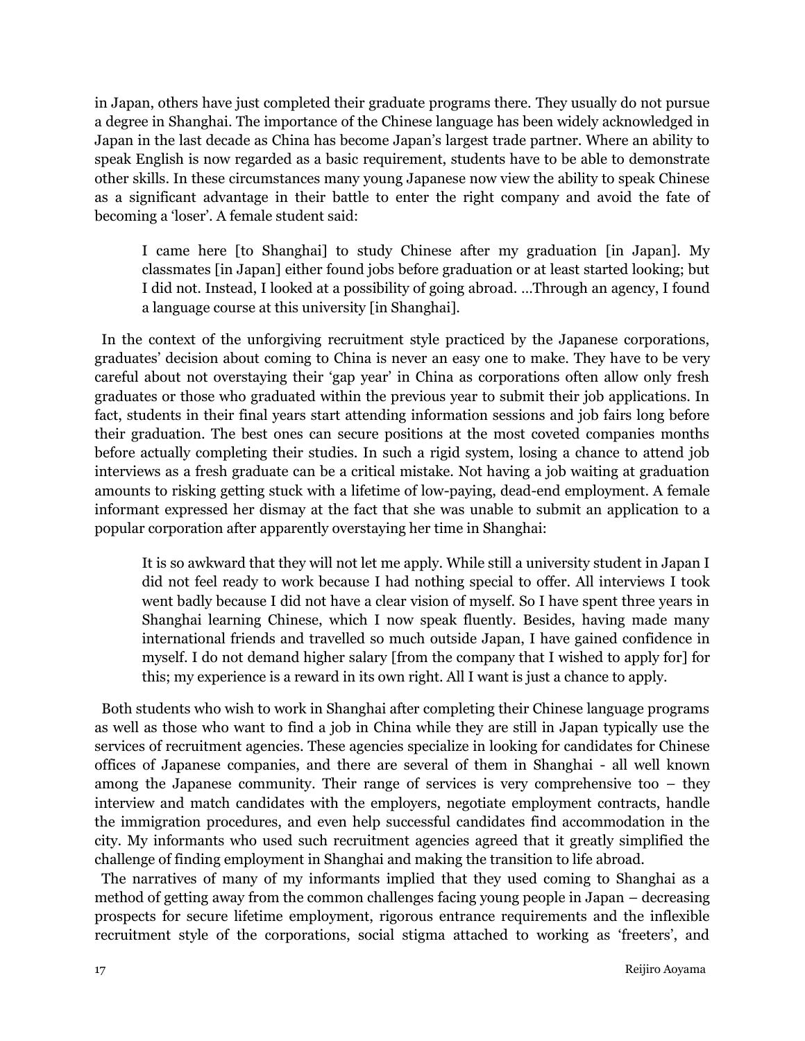in Japan, others have just completed their graduate programs there. They usually do not pursue a degree in Shanghai. The importance of the Chinese language has been widely acknowledged in Japan in the last decade as China has become Japan's largest trade partner. Where an ability to speak English is now regarded as a basic requirement, students have to be able to demonstrate other skills. In these circumstances many young Japanese now view the ability to speak Chinese as a significant advantage in their battle to enter the right company and avoid the fate of becoming a 'loser'. A female student said:

> I came here [to Shanghai] to study Chinese after my graduation [in Japan]. My classmates [in Japan] either found jobs before graduation or at least started looking; but I did not. Instead, I looked at a possibility of going abroad. …Through an agency, I found a language course at this university [in Shanghai].

In the context of the unforgiving recruitment style practiced by the Japanese corporations, graduates' decision about coming to China is never an easy one to make. They have to be very careful about not overstaying their 'gap year' in China as corporations often allow only fresh graduates or those who graduated within the previous year to submit their job applications. In fact, students in their final years start attending information sessions and job fairs long before their graduation. The best ones can secure positions at the most coveted companies months before actually completing their studies. In such a rigid system, losing a chance to attend job interviews as a fresh graduate can be a critical mistake. Not having a job waiting at graduation amounts to risking getting stuck with a lifetime of low-paying, dead-end employment. A female informant expressed her dismay at the fact that she was unable to submit an application to a popular corporation after apparently overstaying her time in Shanghai:

> It is so awkward that they will not let me apply. While still a university student in Japan I did not feel ready to work because I had nothing special to offer. All interviews I took went badly because I did not have a clear vision of myself. So I have spent three years in Shanghai learning Chinese, which I now speak fluently. Besides, having made many international friends and travelled so much outside Japan, I have gained confidence in myself. I do not demand higher salary [from the company that I wished to apply for] for this; my experience is a reward in its own right. All I want is just a chance to apply.

Both students who wish to work in Shanghai after completing their Chinese language programs as well as those who want to find a job in China while they are still in Japan typically use the services of recruitment agencies. These agencies specialize in looking for candidates for Chinese offices of Japanese companies, and there are several of them in Shanghai - all well known among the Japanese community. Their range of services is very comprehensive too – they interview and match candidates with the employers, negotiate employment contracts, handle the immigration procedures, and even help successful candidates find accommodation in the city. My informants who used such recruitment agencies agreed that it greatly simplified the challenge of finding employment in Shanghai and making the transition to life abroad.

The narratives of many of my informants implied that they used coming to Shanghai as a method of getting away from the common challenges facing young people in Japan – decreasing prospects for secure lifetime employment, rigorous entrance requirements and the inflexible recruitment style of the corporations, social stigma attached to working as 'freeters', and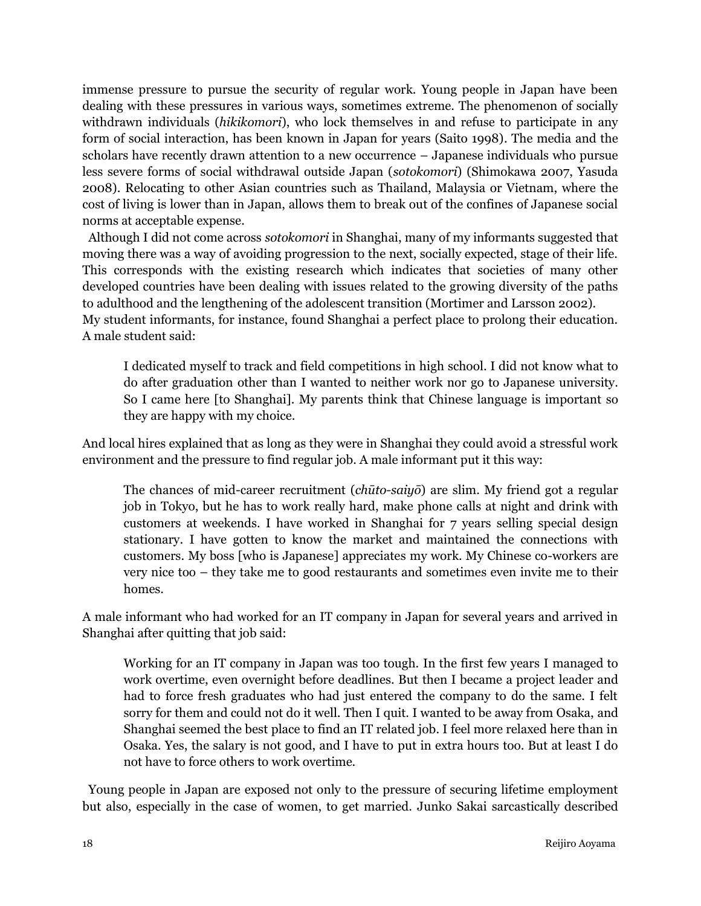immense pressure to pursue the security of regular work. Young people in Japan have been dealing with these pressures in various ways, sometimes extreme. The phenomenon of socially withdrawn individuals (*hikikomori*), who lock themselves in and refuse to participate in any form of social interaction, has been known in Japan for years (Saito 1998). The media and the scholars have recently drawn attention to a new occurrence – Japanese individuals who pursue less severe forms of social withdrawal outside Japan (*sotokomori*) (Shimokawa 2007, Yasuda 2008). Relocating to other Asian countries such as Thailand, Malaysia or Vietnam, where the cost of living is lower than in Japan, allows them to break out of the confines of Japanese social norms at acceptable expense.

Although I did not come across *sotokomori* in Shanghai, many of my informants suggested that moving there was a way of avoiding progression to the next, socially expected, stage of their life. This corresponds with the existing research which indicates that societies of many other developed countries have been dealing with issues related to the growing diversity of the paths to adulthood and the lengthening of the adolescent transition (Mortimer and Larsson 2002). My student informants, for instance, found Shanghai a perfect place to prolong their education. A male student said:

> I dedicated myself to track and field competitions in high school. I did not know what to do after graduation other than I wanted to neither work nor go to Japanese university. So I came here [to Shanghai]. My parents think that Chinese language is important so they are happy with my choice.

And local hires explained that as long as they were in Shanghai they could avoid a stressful work environment and the pressure to find regular job. A male informant put it this way:

> The chances of mid-career recruitment (*chūto-saiyō*) are slim. My friend got a regular job in Tokyo, but he has to work really hard, make phone calls at night and drink with customers at weekends. I have worked in Shanghai for 7 years selling special design stationary. I have gotten to know the market and maintained the connections with customers. My boss [who is Japanese] appreciates my work. My Chinese co-workers are very nice too – they take me to good restaurants and sometimes even invite me to their homes.

A male informant who had worked for an IT company in Japan for several years and arrived in Shanghai after quitting that job said:

> Working for an IT company in Japan was too tough. In the first few years I managed to work overtime, even overnight before deadlines. But then I became a project leader and had to force fresh graduates who had just entered the company to do the same. I felt sorry for them and could not do it well. Then I quit. I wanted to be away from Osaka, and Shanghai seemed the best place to find an IT related job. I feel more relaxed here than in Osaka. Yes, the salary is not good, and I have to put in extra hours too. But at least I do not have to force others to work overtime.

Young people in Japan are exposed not only to the pressure of securing lifetime employment but also, especially in the case of women, to get married. Junko Sakai sarcastically described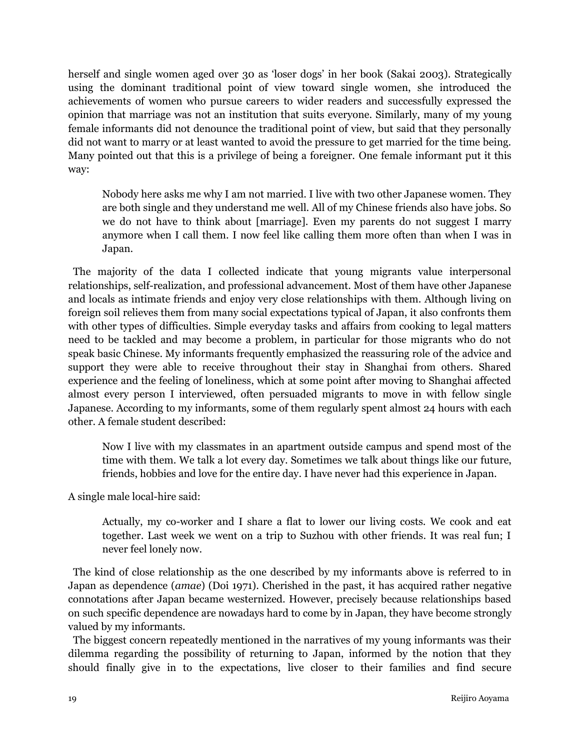herself and single women aged over 30 as 'loser dogs' in her book (Sakai 2003). Strategically using the dominant traditional point of view toward single women, she introduced the achievements of women who pursue careers to wider readers and successfully expressed the opinion that marriage was not an institution that suits everyone. Similarly, many of my young female informants did not denounce the traditional point of view, but said that they personally did not want to marry or at least wanted to avoid the pressure to get married for the time being. Many pointed out that this is a privilege of being a foreigner. One female informant put it this way:

> Nobody here asks me why I am not married. I live with two other Japanese women. They are both single and they understand me well. All of my Chinese friends also have jobs. So we do not have to think about [marriage]. Even my parents do not suggest I marry anymore when I call them. I now feel like calling them more often than when I was in Japan.

The majority of the data I collected indicate that young migrants value interpersonal relationships, self-realization, and professional advancement. Most of them have other Japanese and locals as intimate friends and enjoy very close relationships with them. Although living on foreign soil relieves them from many social expectations typical of Japan, it also confronts them with other types of difficulties. Simple everyday tasks and affairs from cooking to legal matters need to be tackled and may become a problem, in particular for those migrants who do not speak basic Chinese. My informants frequently emphasized the reassuring role of the advice and support they were able to receive throughout their stay in Shanghai from others. Shared experience and the feeling of loneliness, which at some point after moving to Shanghai affected almost every person I interviewed, often persuaded migrants to move in with fellow single Japanese. According to my informants, some of them regularly spent almost 24 hours with each other. A female student described:

> Now I live with my classmates in an apartment outside campus and spend most of the time with them. We talk a lot every day. Sometimes we talk about things like our future, friends, hobbies and love for the entire day. I have never had this experience in Japan.

A single male local-hire said:

> Actually, my co-worker and I share a flat to lower our living costs. We cook and eat together. Last week we went on a trip to Suzhou with other friends. It was real fun; I never feel lonely now.

The kind of close relationship as the one described by my informants above is referred to in Japan as dependence (*amae*) (Doi 1971). Cherished in the past, it has acquired rather negative connotations after Japan became westernized. However, precisely because relationships based on such specific dependence are nowadays hard to come by in Japan, they have become strongly valued by my informants.

The biggest concern repeatedly mentioned in the narratives of my young informants was their dilemma regarding the possibility of returning to Japan, informed by the notion that they should finally give in to the expectations, live closer to their families and find secure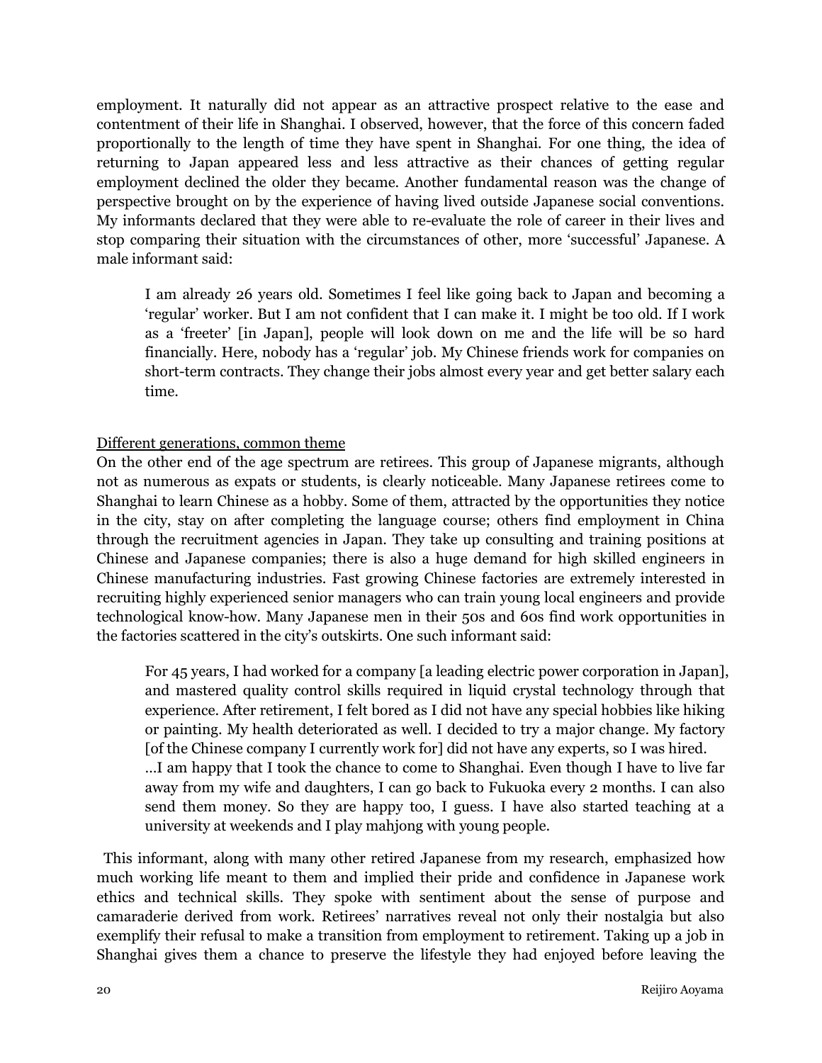employment. It naturally did not appear as an attractive prospect relative to the ease and contentment of their life in Shanghai. I observed, however, that the force of this concern faded proportionally to the length of time they have spent in Shanghai. For one thing, the idea of returning to Japan appeared less and less attractive as their chances of getting regular employment declined the older they became. Another fundamental reason was the change of perspective brought on by the experience of having lived outside Japanese social conventions. My informants declared that they were able to re-evaluate the role of career in their lives and stop comparing their situation with the circumstances of other, more 'successful' Japanese. A male informant said:

> I am already 26 years old. Sometimes I feel like going back to Japan and becoming a 'regular' worker. But I am not confident that I can make it. I might be too old. If I work as a 'freeter' [in Japan], people will look down on me and the life will be so hard financially. Here, nobody has a 'regular' job. My Chinese friends work for companies on short-term contracts. They change their jobs almost every year and get better salary each time.

<u>Different generations, common theme</u>

On the other end of the age spectrum are retirees. This group of Japanese migrants, although not as numerous as expats or students, is clearly noticeable. Many Japanese retirees come to Shanghai to learn Chinese as a hobby. Some of them, attracted by the opportunities they notice in the city, stay on after completing the language course; others find employment in China through the recruitment agencies in Japan. They take up consulting and training positions at Chinese and Japanese companies; there is also a huge demand for high skilled engineers in Chinese manufacturing industries. Fast growing Chinese factories are extremely interested in recruiting highly experienced senior managers who can train young local engineers and provide technological know-how. Many Japanese men in their 50s and 60s find work opportunities in the factories scattered in the city's outskirts. One such informant said:

> For 45 years, I had worked for a company [a leading electric power corporation in Japan], and mastered quality control skills required in liquid crystal technology through that experience. After retirement, I felt bored as I did not have any special hobbies like hiking or painting. My health deteriorated as well. I decided to try a major change. My factory [of the Chinese company I currently work for] did not have any experts, so I was hired.
> …I am happy that I took the chance to come to Shanghai. Even though I have to live far away from my wife and daughters, I can go back to Fukuoka every 2 months. I can also send them money. So they are happy too, I guess. I have also started teaching at a university at weekends and I play mahjong with young people.

This informant, along with many other retired Japanese from my research, emphasized how much working life meant to them and implied their pride and confidence in Japanese work ethics and technical skills. They spoke with sentiment about the sense of purpose and camaraderie derived from work. Retirees' narratives reveal not only their nostalgia but also exemplify their refusal to make a transition from employment to retirement. Taking up a job in Shanghai gives them a chance to preserve the lifestyle they had enjoyed before leaving the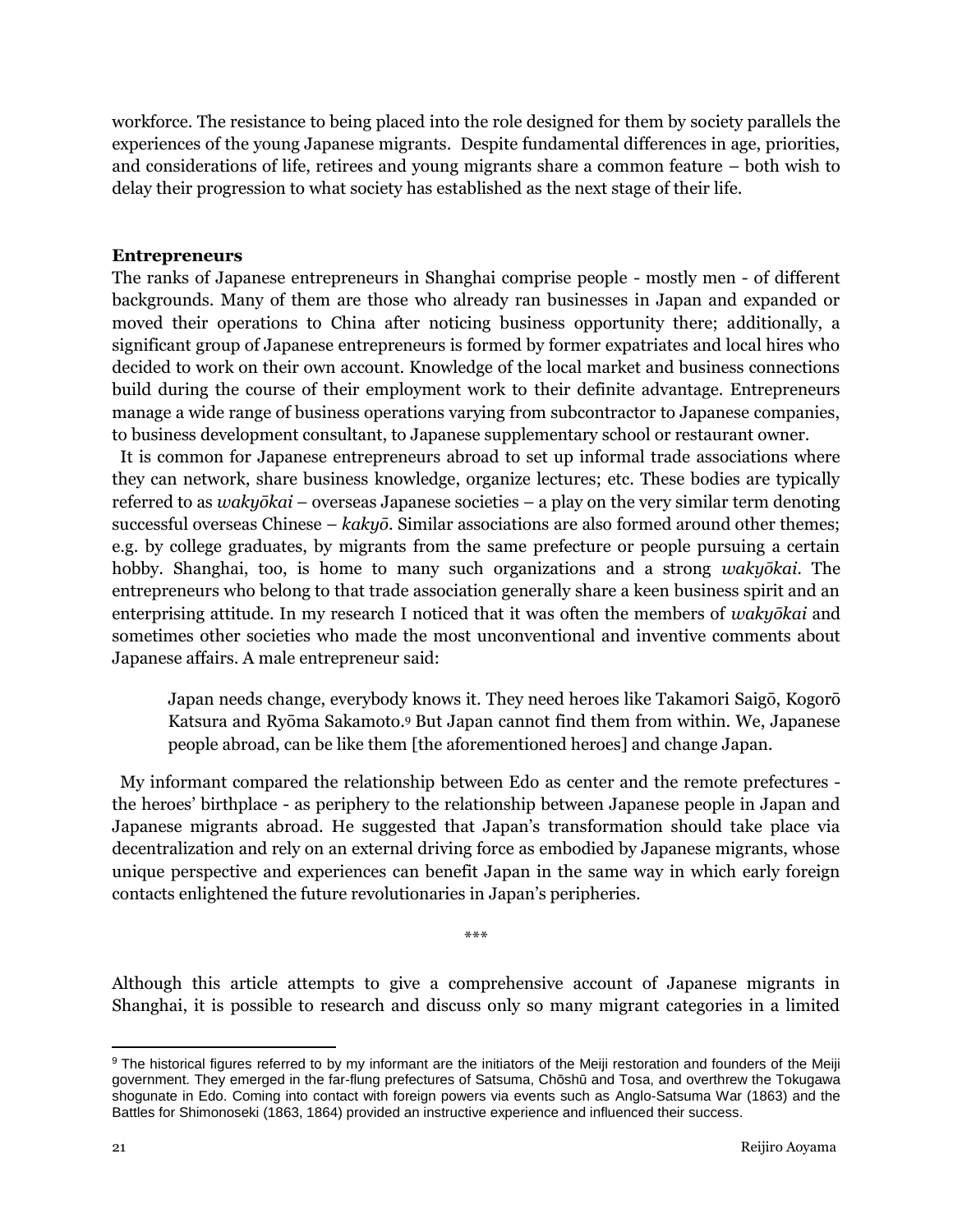workforce. The resistance to being placed into the role designed for them by society parallels the experiences of the young Japanese migrants. Despite fundamental differences in age, priorities, and considerations of life, retirees and young migrants share a common feature – both wish to delay their progression to what society has established as the next stage of their life.

**Entrepreneurs**

The ranks of Japanese entrepreneurs in Shanghai comprise people - mostly men - of different backgrounds. Many of them are those who already ran businesses in Japan and expanded or moved their operations to China after noticing business opportunity there; additionally, a significant group of Japanese entrepreneurs is formed by former expatriates and local hires who decided to work on their own account. Knowledge of the local market and business connections build during the course of their employment work to their definite advantage. Entrepreneurs manage a wide range of business operations varying from subcontractor to Japanese companies, to business development consultant, to Japanese supplementary school or restaurant owner.

It is common for Japanese entrepreneurs abroad to set up informal trade associations where they can network, share business knowledge, organize lectures; etc. These bodies are typically referred to as *wakyōkai* – overseas Japanese societies – a play on the very similar term denoting successful overseas Chinese – *kakyō*. Similar associations are also formed around other themes; e.g. by college graduates, by migrants from the same prefecture or people pursuing a certain hobby. Shanghai, too, is home to many such organizations and a strong *wakyōkai*. The entrepreneurs who belong to that trade association generally share a keen business spirit and an enterprising attitude. In my research I noticed that it was often the members of *wakyōkai* and sometimes other societies who made the most unconventional and inventive comments about Japanese affairs. A male entrepreneur said:

> Japan needs change, everybody knows it. They need heroes like Takamori Saigō, Kogorō Katsura and Ryōma Sakamoto.[9] But Japan cannot find them from within. We, Japanese people abroad, can be like them [the aforementioned heroes] and change Japan.

My informant compared the relationship between Edo as center and the remote prefectures - the heroes' birthplace - as periphery to the relationship between Japanese people in Japan and Japanese migrants abroad. He suggested that Japan's transformation should take place via decentralization and rely on an external driving force as embodied by Japanese migrants, whose unique perspective and experiences can benefit Japan in the same way in which early foreign contacts enlightened the future revolutionaries in Japan's peripheries.

\*\*\*

Although this article attempts to give a comprehensive account of Japanese migrants in Shanghai, it is possible to research and discuss only so many migrant categories in a limited

---

[9] The historical figures referred to by my informant are the initiators of the Meiji restoration and founders of the Meiji government. They emerged in the far-flung prefectures of Satsuma, Chōshū and Tosa, and overthrew the Tokugawa shogunate in Edo. Coming into contact with foreign powers via events such as Anglo-Satsuma War (1863) and the Battles for Shimonoseki (1863, 1864) provided an instructive experience and influenced their success.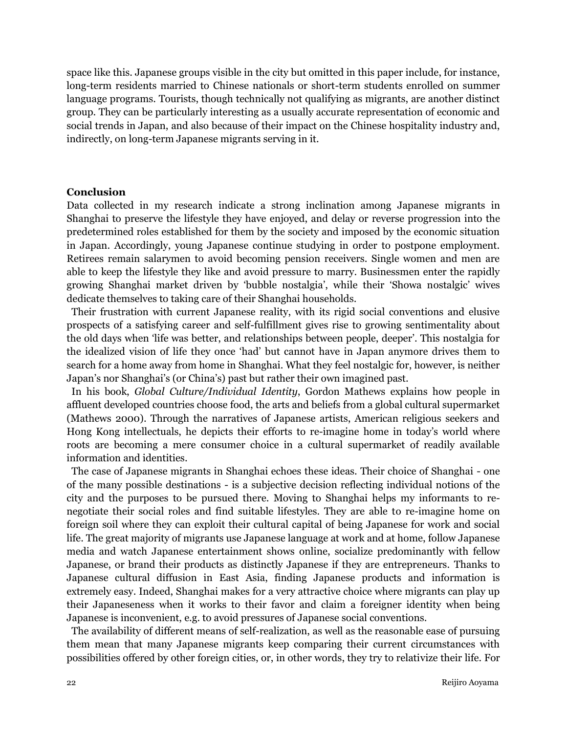space like this. Japanese groups visible in the city but omitted in this paper include, for instance, long-term residents married to Chinese nationals or short-term students enrolled on summer language programs. Tourists, though technically not qualifying as migrants, are another distinct group. They can be particularly interesting as a usually accurate representation of economic and social trends in Japan, and also because of their impact on the Chinese hospitality industry and, indirectly, on long-term Japanese migrants serving in it.

## Conclusion

Data collected in my research indicate a strong inclination among Japanese migrants in Shanghai to preserve the lifestyle they have enjoyed, and delay or reverse progression into the predetermined roles established for them by the society and imposed by the economic situation in Japan. Accordingly, young Japanese continue studying in order to postpone employment. Retirees remain salarymen to avoid becoming pension receivers. Single women and men are able to keep the lifestyle they like and avoid pressure to marry. Businessmen enter the rapidly growing Shanghai market driven by 'bubble nostalgia', while their 'Showa nostalgic' wives dedicate themselves to taking care of their Shanghai households.

Their frustration with current Japanese reality, with its rigid social conventions and elusive prospects of a satisfying career and self-fulfillment gives rise to growing sentimentality about the old days when 'life was better, and relationships between people, deeper'. This nostalgia for the idealized vision of life they once 'had' but cannot have in Japan anymore drives them to search for a home away from home in Shanghai. What they feel nostalgic for, however, is neither Japan's nor Shanghai's (or China's) past but rather their own imagined past.

In his book, *Global Culture/Individual Identity*, Gordon Mathews explains how people in affluent developed countries choose food, the arts and beliefs from a global cultural supermarket (Mathews 2000). Through the narratives of Japanese artists, American religious seekers and Hong Kong intellectuals, he depicts their efforts to re-imagine home in today's world where roots are becoming a mere consumer choice in a cultural supermarket of readily available information and identities.

The case of Japanese migrants in Shanghai echoes these ideas. Their choice of Shanghai - one of the many possible destinations - is a subjective decision reflecting individual notions of the city and the purposes to be pursued there. Moving to Shanghai helps my informants to re-negotiate their social roles and find suitable lifestyles. They are able to re-imagine home on foreign soil where they can exploit their cultural capital of being Japanese for work and social life. The great majority of migrants use Japanese language at work and at home, follow Japanese media and watch Japanese entertainment shows online, socialize predominantly with fellow Japanese, or brand their products as distinctly Japanese if they are entrepreneurs. Thanks to Japanese cultural diffusion in East Asia, finding Japanese products and information is extremely easy. Indeed, Shanghai makes for a very attractive choice where migrants can play up their Japaneseness when it works to their favor and claim a foreigner identity when being Japanese is inconvenient, e.g. to avoid pressures of Japanese social conventions.

The availability of different means of self-realization, as well as the reasonable ease of pursuing them mean that many Japanese migrants keep comparing their current circumstances with possibilities offered by other foreign cities, or, in other words, they try to relativize their life. For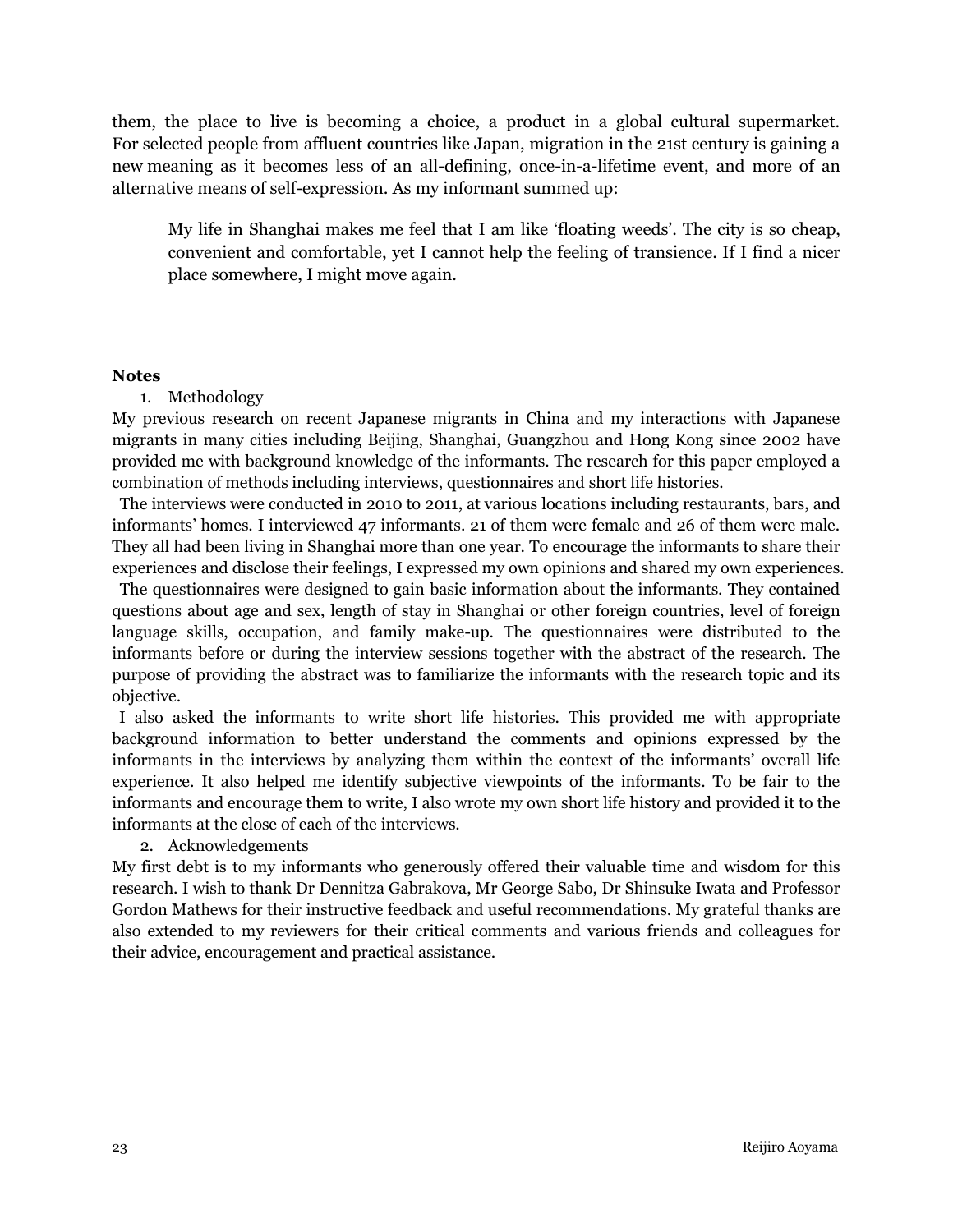them, the place to live is becoming a choice, a product in a global cultural supermarket. For selected people from affluent countries like Japan, migration in the 21st century is gaining a new meaning as it becomes less of an all-defining, once-in-a-lifetime event, and more of an alternative means of self-expression. As my informant summed up:

> My life in Shanghai makes me feel that I am like 'floating weeds'. The city is so cheap, convenient and comfortable, yet I cannot help the feeling of transience. If I find a nicer place somewhere, I might move again.

**Notes**

1. Methodology

My previous research on recent Japanese migrants in China and my interactions with Japanese migrants in many cities including Beijing, Shanghai, Guangzhou and Hong Kong since 2002 have provided me with background knowledge of the informants. The research for this paper employed a combination of methods including interviews, questionnaires and short life histories.

The interviews were conducted in 2010 to 2011, at various locations including restaurants, bars, and informants' homes. I interviewed 47 informants. 21 of them were female and 26 of them were male. They all had been living in Shanghai more than one year. To encourage the informants to share their experiences and disclose their feelings, I expressed my own opinions and shared my own experiences.

The questionnaires were designed to gain basic information about the informants. They contained questions about age and sex, length of stay in Shanghai or other foreign countries, level of foreign language skills, occupation, and family make-up. The questionnaires were distributed to the informants before or during the interview sessions together with the abstract of the research. The purpose of providing the abstract was to familiarize the informants with the research topic and its objective.

I also asked the informants to write short life histories. This provided me with appropriate background information to better understand the comments and opinions expressed by the informants in the interviews by analyzing them within the context of the informants' overall life experience. It also helped me identify subjective viewpoints of the informants. To be fair to the informants and encourage them to write, I also wrote my own short life history and provided it to the informants at the close of each of the interviews.

2. Acknowledgements

My first debt is to my informants who generously offered their valuable time and wisdom for this research. I wish to thank Dr Dennitza Gabrakova, Mr George Sabo, Dr Shinsuke Iwata and Professor Gordon Mathews for their instructive feedback and useful recommendations. My grateful thanks are also extended to my reviewers for their critical comments and various friends and colleagues for their advice, encouragement and practical assistance.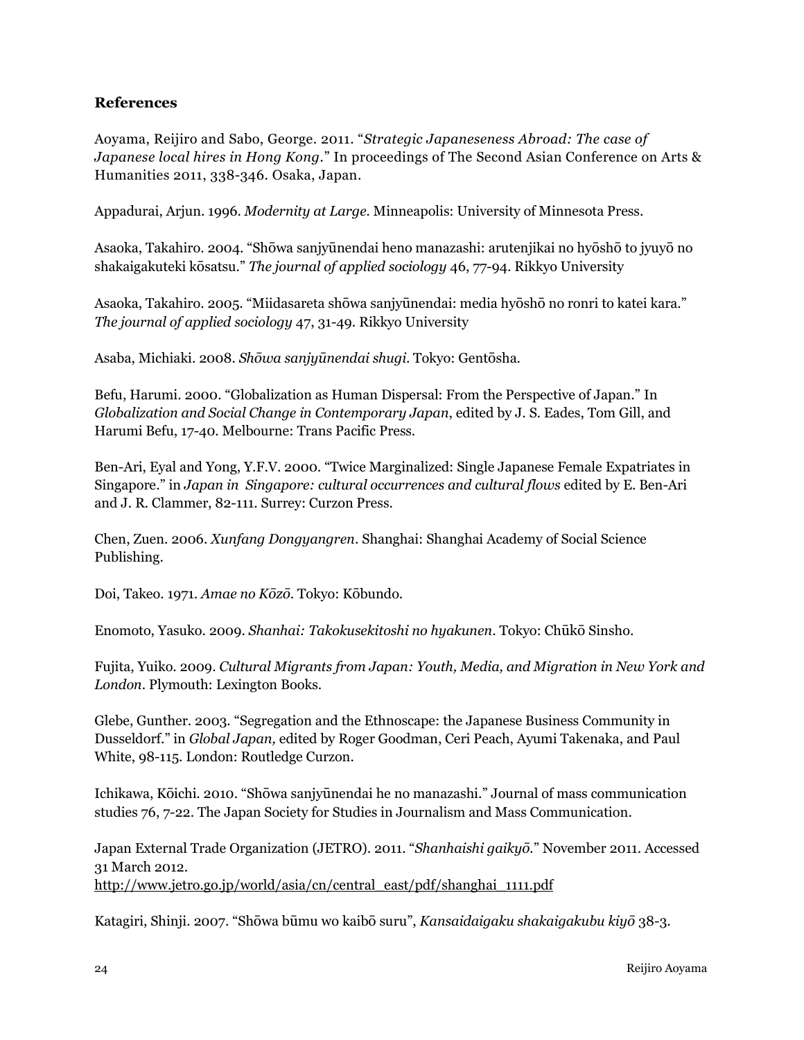### References

Aoyama, Reijiro and Sabo, George. 2011. "*Strategic Japaneseness Abroad: The case of Japanese local hires in Hong Kong*." In proceedings of The Second Asian Conference on Arts & Humanities 2011, 338-346. Osaka, Japan.

Appadurai, Arjun. 1996. *Modernity at Large*. Minneapolis: University of Minnesota Press.

Asaoka, Takahiro. 2004. "Shōwa sanjyūnendai heno manazashi: arutenjikai no hyōshō to jyuyō no shakaigakuteki kōsatsu." *The journal of applied sociology* 46, 77-94. Rikkyo University

Asaoka, Takahiro. 2005. "Miidasareta shōwa sanjyūnendai: media hyōshō no ronri to katei kara." *The journal of applied sociology* 47, 31-49. Rikkyo University

Asaba, Michiaki. 2008. *Shōwa sanjyūnendai shugi*. Tokyo: Gentōsha.

Befu, Harumi. 2000. "Globalization as Human Dispersal: From the Perspective of Japan." In *Globalization and Social Change in Contemporary Japan*, edited by J. S. Eades, Tom Gill, and Harumi Befu, 17-40. Melbourne: Trans Pacific Press.

Ben-Ari, Eyal and Yong, Y.F.V. 2000. "Twice Marginalized: Single Japanese Female Expatriates in Singapore." in *Japan in Singapore: cultural occurrences and cultural flows* edited by E. Ben-Ari and J. R. Clammer, 82-111. Surrey: Curzon Press.

Chen, Zuen. 2006. *Xunfang Dongyangren*. Shanghai: Shanghai Academy of Social Science Publishing.

Doi, Takeo. 1971. *Amae no Kōzō*. Tokyo: Kōbundo.

Enomoto, Yasuko. 2009. *Shanhai: Takokusekitoshi no hyakunen*. Tokyo: Chūkō Sinsho.

Fujita, Yuiko. 2009. *Cultural Migrants from Japan: Youth, Media, and Migration in New York and London*. Plymouth: Lexington Books.

Glebe, Gunther. 2003. "Segregation and the Ethnoscape: the Japanese Business Community in Dusseldorf." in *Global Japan,* edited by Roger Goodman, Ceri Peach, Ayumi Takenaka, and Paul White, 98-115. London: Routledge Curzon.

Ichikawa, Kōichi. 2010. "Shōwa sanjyūnendai he no manazashi." Journal of mass communication studies 76, 7-22. The Japan Society for Studies in Journalism and Mass Communication.

Japan External Trade Organization (JETRO). 2011. "*Shanhaishi gaikyō*." November 2011. Accessed 31 March 2012.
http://www.jetro.go.jp/world/asia/cn/central_east/pdf/shanghai_1111.pdf

Katagiri, Shinji. 2007. "Shōwa būmu wo kaibō suru", *Kansaidaigaku shakaigakubu kiyō* 38-3.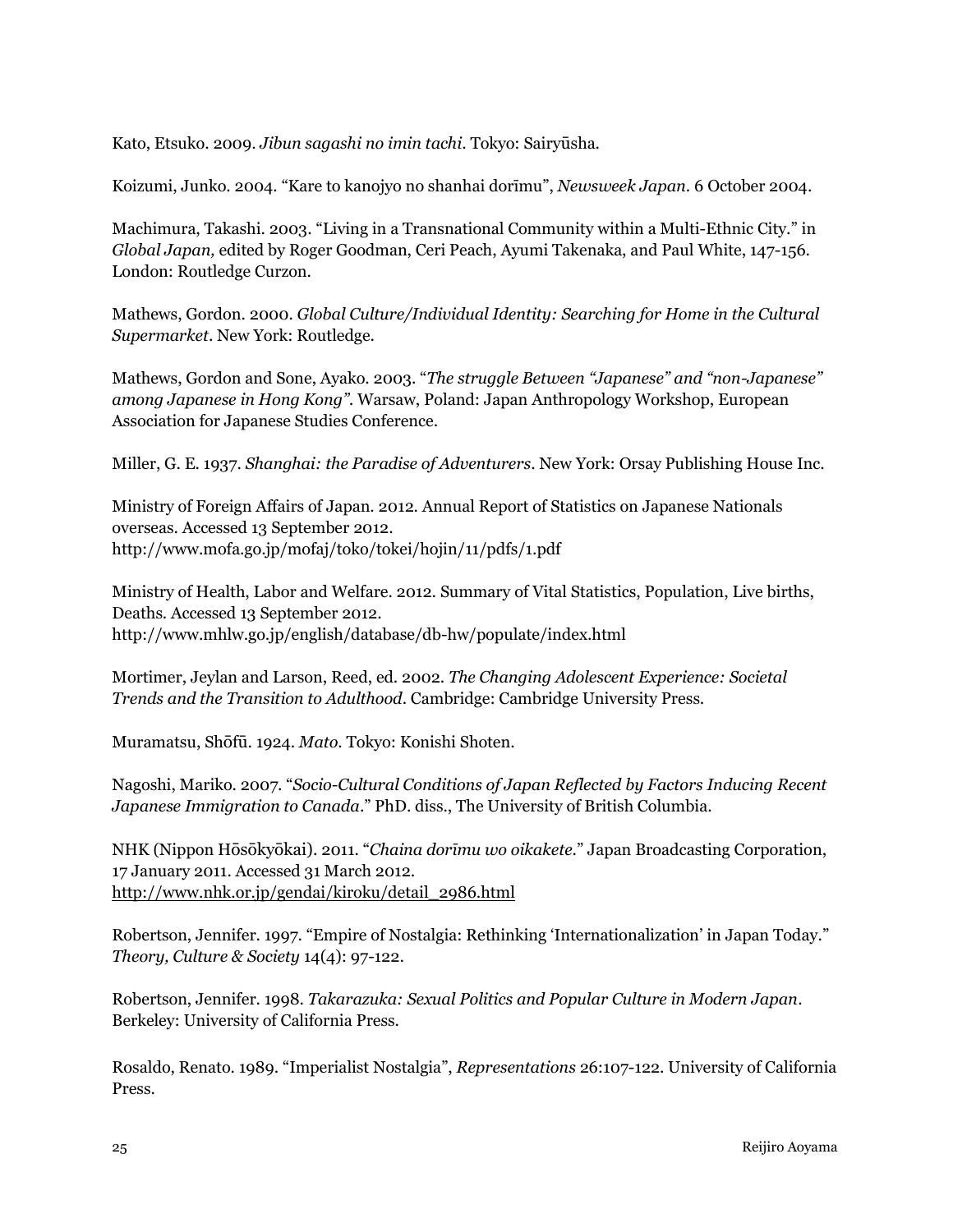Kato, Etsuko. 2009. *Jibun sagashi no imin tachi*. Tokyo: Sairyūsha.

Koizumi, Junko. 2004. "Kare to kanojyo no shanhai dorīmu", *Newsweek Japan*. 6 October 2004.

Machimura, Takashi. 2003. "Living in a Transnational Community within a Multi-Ethnic City." in *Global Japan,* edited by Roger Goodman, Ceri Peach, Ayumi Takenaka, and Paul White, 147-156. London: Routledge Curzon.

Mathews, Gordon. 2000. *Global Culture/Individual Identity: Searching for Home in the Cultural Supermarket*. New York: Routledge.

Mathews, Gordon and Sone, Ayako. 2003. "*The struggle Between "Japanese" and "non-Japanese" among Japanese in Hong Kong"*. Warsaw, Poland: Japan Anthropology Workshop, European Association for Japanese Studies Conference.

Miller, G. E. 1937. *Shanghai: the Paradise of Adventurers*. New York: Orsay Publishing House Inc.

Ministry of Foreign Affairs of Japan. 2012. Annual Report of Statistics on Japanese Nationals overseas. Accessed 13 September 2012.
http://www.mofa.go.jp/mofaj/toko/tokei/hojin/11/pdfs/1.pdf

Ministry of Health, Labor and Welfare. 2012. Summary of Vital Statistics, Population, Live births, Deaths. Accessed 13 September 2012.
http://www.mhlw.go.jp/english/database/db-hw/populate/index.html

Mortimer, Jeylan and Larson, Reed, ed. 2002. *The Changing Adolescent Experience: Societal Trends and the Transition to Adulthood*. Cambridge: Cambridge University Press.

Muramatsu, Shōfū. 1924. *Mato*. Tokyo: Konishi Shoten.

Nagoshi, Mariko. 2007. "*Socio-Cultural Conditions of Japan Reflected by Factors Inducing Recent Japanese Immigration to Canada*." PhD. diss., The University of British Columbia.

NHK (Nippon Hōsōkyōkai). 2011. "*Chaina dorīmu wo oikakete*." Japan Broadcasting Corporation, 17 January 2011. Accessed 31 March 2012.
http://www.nhk.or.jp/gendai/kiroku/detail_2986.html

Robertson, Jennifer. 1997. "Empire of Nostalgia: Rethinking 'Internationalization' in Japan Today." *Theory, Culture & Society* 14(4): 97-122.

Robertson, Jennifer. 1998. *Takarazuka: Sexual Politics and Popular Culture in Modern Japan*. Berkeley: University of California Press.

Rosaldo, Renato. 1989. "Imperialist Nostalgia", *Representations* 26:107-122. University of California Press.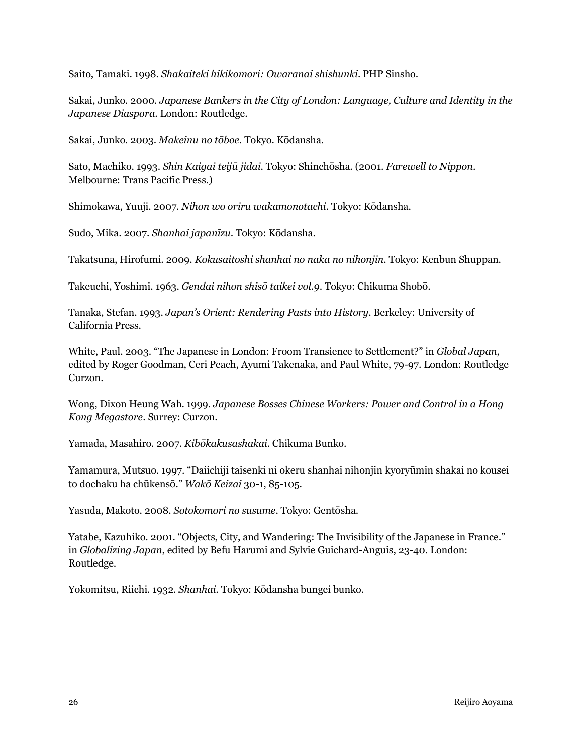Saito, Tamaki. 1998. *Shakaiteki hikikomori: Owaranai shishunki*. PHP Sinsho.

Sakai, Junko. 2000. *Japanese Bankers in the City of London: Language, Culture and Identity in the Japanese Diaspora*. London: Routledge.

Sakai, Junko. 2003. *Makeinu no tōboe*. Tokyo. Kōdansha.

Sato, Machiko. 1993. *Shin Kaigai teijū jidai*. Tokyo: Shinchōsha. (2001. *Farewell to Nippon*. Melbourne: Trans Pacific Press.)

Shimokawa, Yuuji. 2007. *Nihon wo oriru wakamonotachi*. Tokyo: Kōdansha.

Sudo, Mika. 2007. *Shanhai japanīzu*. Tokyo: Kōdansha.

Takatsuna, Hirofumi. 2009. *Kokusaitoshi shanhai no naka no nihonjin*. Tokyo: Kenbun Shuppan.

Takeuchi, Yoshimi. 1963. *Gendai nihon shisō taikei vol.9*. Tokyo: Chikuma Shobō.

Tanaka, Stefan. 1993. *Japan's Orient: Rendering Pasts into History*. Berkeley: University of California Press.

White, Paul. 2003. "The Japanese in London: Froom Transience to Settlement?" in *Global Japan,* edited by Roger Goodman, Ceri Peach, Ayumi Takenaka, and Paul White, 79-97. London: Routledge Curzon.

Wong, Dixon Heung Wah. 1999. *Japanese Bosses Chinese Workers: Power and Control in a Hong Kong Megastore*. Surrey: Curzon.

Yamada, Masahiro. 2007. *Kibōkakusashakai*. Chikuma Bunko.

Yamamura, Mutsuo. 1997. "Daiichiji taisenki ni okeru shanhai nihonjin kyoryūmin shakai no kousei to dochaku ha chūkensō." *Wakō Keizai* 30-1, 85-105.

Yasuda, Makoto. 2008. *Sotokomori no susume*. Tokyo: Gentōsha.

Yatabe, Kazuhiko. 2001. "Objects, City, and Wandering: The Invisibility of the Japanese in France." in *Globalizing Japan*, edited by Befu Harumi and Sylvie Guichard-Anguis, 23-40. London: Routledge.

Yokomitsu, Riichi. 1932. *Shanhai*. Tokyo: Kōdansha bungei bunko.